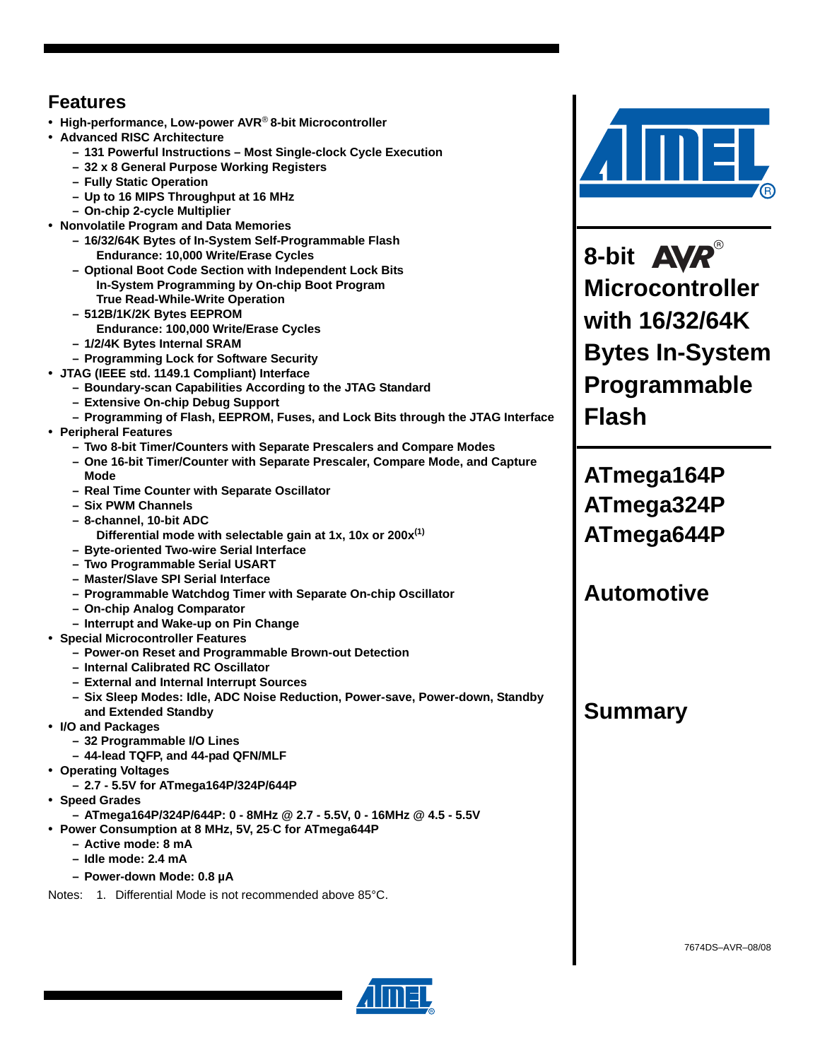## Features

- High-performance, Low-power AVR® 8-bit Microcontroller
- Advanced RISC Architecture
  - 131 Powerful Instructions – Most Single-clock Cycle Execution
  - 32 x 8 General Purpose Working Registers
  - Fully Static Operation
  - Up to 16 MIPS Throughput at 16 MHz
  - On-chip 2-cycle Multiplier
- Nonvolatile Program and Data Memories
  - 16/32/64K Bytes of In-System Self-Programmable Flash
    Endurance: 10,000 Write/Erase Cycles
  - Optional Boot Code Section with Independent Lock Bits
    In-System Programming by On-chip Boot Program
    True Read-While-Write Operation
  - 512B/1K/2K Bytes EEPROM
    Endurance: 100,000 Write/Erase Cycles
  - 1/2/4K Bytes Internal SRAM
  - Programming Lock for Software Security
- JTAG (IEEE std. 1149.1 Compliant) Interface
  - Boundary-scan Capabilities According to the JTAG Standard
  - Extensive On-chip Debug Support
  - Programming of Flash, EEPROM, Fuses, and Lock Bits through the JTAG Interface
- Peripheral Features
  - Two 8-bit Timer/Counters with Separate Prescalers and Compare Modes
  - One 16-bit Timer/Counter with Separate Prescaler, Compare Mode, and Capture Mode
  - Real Time Counter with Separate Oscillator
  - Six PWM Channels
  - 8-channel, 10-bit ADC
    Differential mode with selectable gain at 1x, 10x or 200x[1]
  - Byte-oriented Two-wire Serial Interface
  - Two Programmable Serial USART
  - Master/Slave SPI Serial Interface
  - Programmable Watchdog Timer with Separate On-chip Oscillator
  - On-chip Analog Comparator
  - Interrupt and Wake-up on Pin Change
- Special Microcontroller Features
  - Power-on Reset and Programmable Brown-out Detection
  - Internal Calibrated RC Oscillator
  - External and Internal Interrupt Sources
  - Six Sleep Modes: Idle, ADC Noise Reduction, Power-save, Power-down, Standby and Extended Standby
- I/O and Packages
  - 32 Programmable I/O Lines
  - 44-lead TQFP, and 44-pad QFN/MLF
- Operating Voltages
  - 2.7 - 5.5V for ATmega164P/324P/644P
- Speed Grades
  - ATmega164P/324P/644P: 0 - 8MHz @ 2.7 - 5.5V, 0 - 16MHz @ 4.5 - 5.5V
- Power Consumption at 8 MHz, 5V, 25°C for ATmega644P
  - Active mode: 8 mA
  - Idle mode: 2.4 mA
  - Power-down Mode: 0.8 µA

Notes: 1. Differential Mode is not recommended above 85°C.

# 8-bit AVR® Microcontroller with 16/32/64K Bytes In-System Programmable Flash

## ATmega164P ATmega324P ATmega644P

## Automotive

## Summary

7674DS–AVR–08/08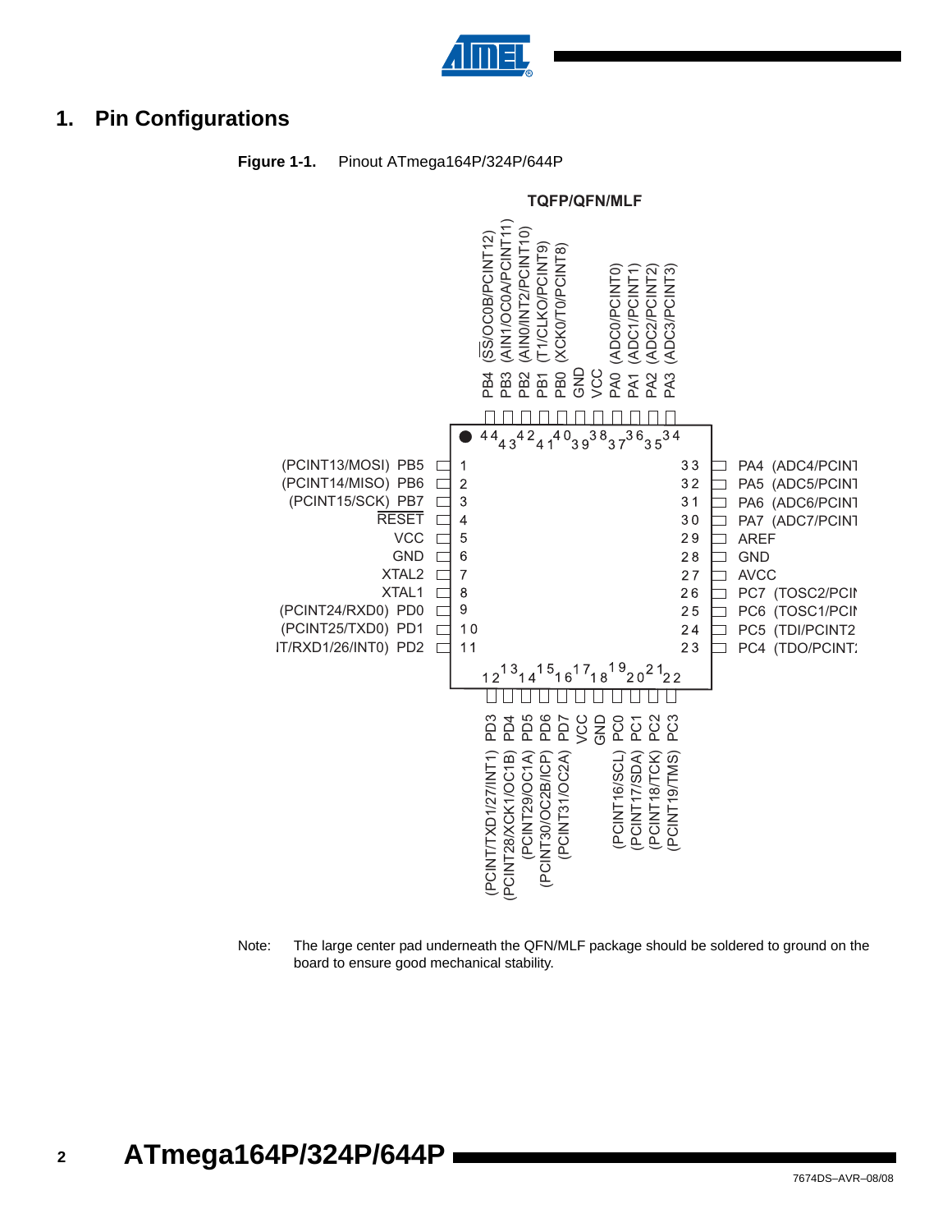# 1. Pin Configurations

**Figure 1-1.** Pinout ATmega164P/324P/644P

TQFP/QFN/MLF

| Pin | Name |
|---|---|
| 1 | (PCINT13/MOSI) PB5 |
| 2 | (PCINT14/MISO) PB6 |
| 3 | (PCINT15/SCK) PB7 |
| 4 | RESET |
| 5 | VCC |
| 6 | GND |
| 7 | XTAL2 |
| 8 | XTAL1 |
| 9 | (PCINT24/RXD0) PD0 |
| 10 | (PCINT25/TXD0) PD1 |
| 11 | IT/RXD1/26/INT0) PD2 |
| 12 | PD3 (PCINT/TXD1/27/INT1) |
| 13 | PD4 (PCINT28/XCK1/OC1B) |
| 14 | PD5 (PCINT29/OC1A) |
| 15 | PD6 (PCINT30/OC2B/ICP) |
| 16 | PD7 (PCINT31/OC2A) |
| 17 | VCC |
| 18 | GND |
| 19 | PC0 (PCINT16/SCL) |
| 20 | PC1 (PCINT17/SDA) |
| 21 | PC2 (PCINT18/TCK) |
| 22 | PC3 (PCINT19/TMS) |
| 23 | PC4 (TDO/PCINT: |
| 24 | PC5 (TDI/PCINT2 |
| 25 | PC6 (TOSC1/PCII |
| 26 | PC7 (TOSC2/PCII |
| 27 | AVCC |
| 28 | GND |
| 29 | AREF |
| 30 | PA7 (ADC7/PCINT |
| 31 | PA6 (ADC6/PCINT |
| 32 | PA5 (ADC5/PCINT |
| 33 | PA4 (ADC4/PCINT |
| 34 | PA3 (ADC3/PCINT3) |
| 35 | PA2 (ADC2/PCINT2) |
| 36 | PA1 (ADC1/PCINT1) |
| 37 | PA0 (ADC0/PCINT0) |
| 38 | VCC |
| 39 | GND |
| 40 | PB0 (XCK0/T0/PCINT8) |
| 41 | PB1 (T1/CLKO/PCINT9) |
| 42 | PB2 (AIN0/INT2/PCINT10) |
| 43 | PB3 (AIN1/OC0A/PCINT11) |
| 44 | PB4 (SS/OC0B/PCINT12) |

Note: The large center pad underneath the QFN/MLF package should be soldered to ground on the board to ensure good mechanical stability.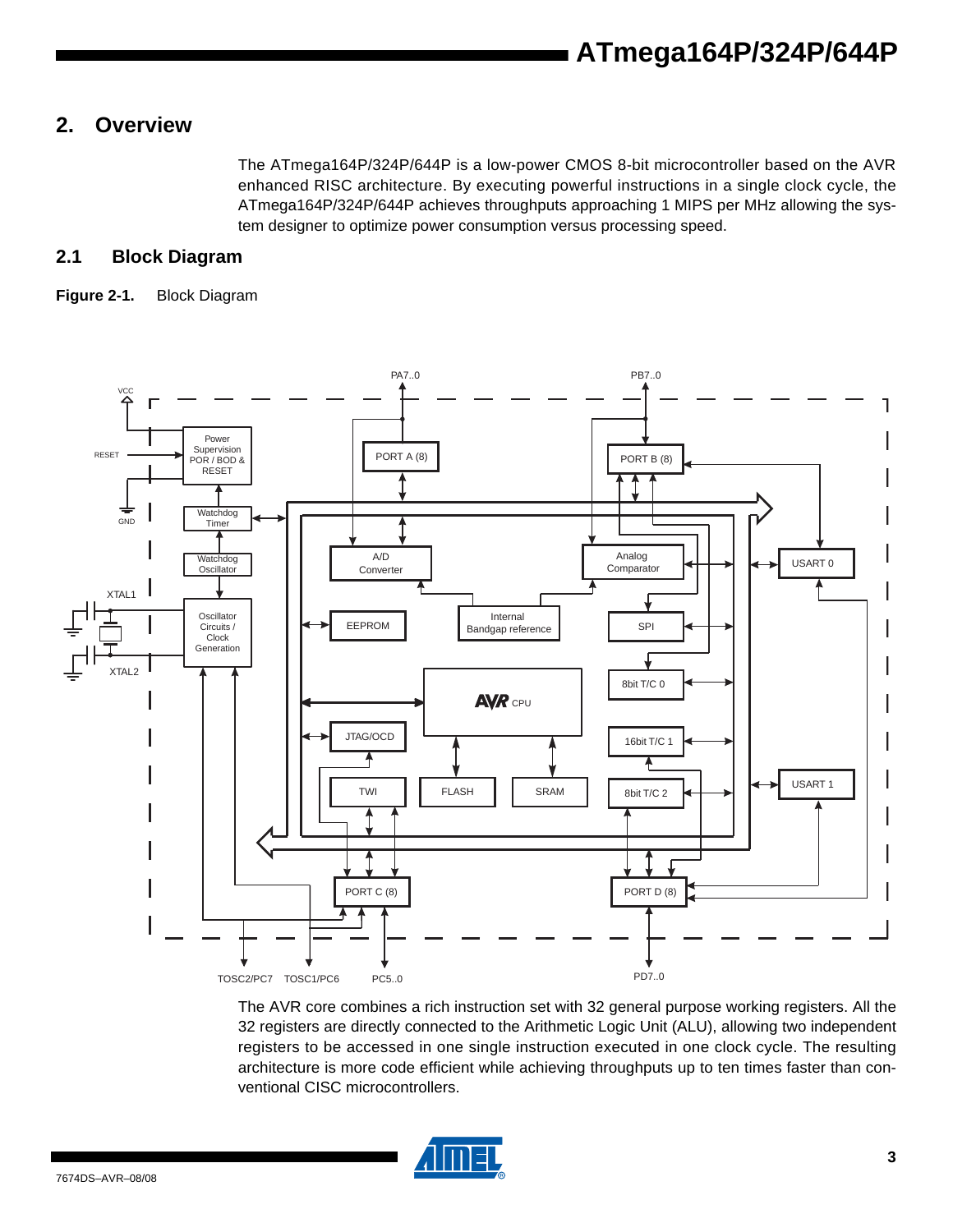## 2. Overview

The ATmega164P/324P/644P is a low-power CMOS 8-bit microcontroller based on the AVR enhanced RISC architecture. By executing powerful instructions in a single clock cycle, the ATmega164P/324P/644P achieves throughputs approaching 1 MIPS per MHz allowing the system designer to optimize power consumption versus processing speed.

### 2.1 Block Diagram

**Figure 2-1.** Block Diagram

The AVR core combines a rich instruction set with 32 general purpose working registers. All the 32 registers are directly connected to the Arithmetic Logic Unit (ALU), allowing two independent registers to be accessed in one single instruction executed in one clock cycle. The resulting architecture is more code efficient while achieving throughputs up to ten times faster than conventional CISC microcontrollers.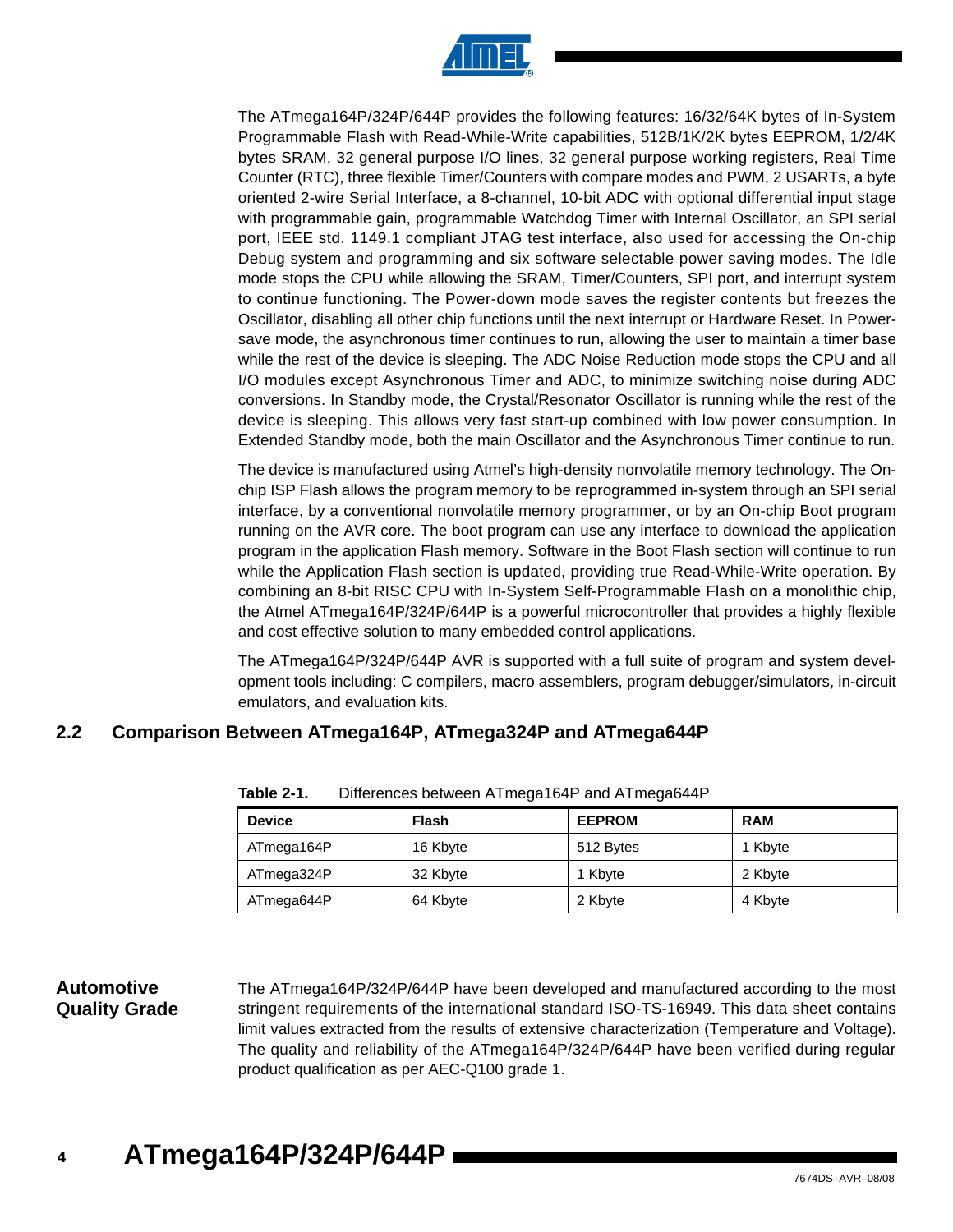The ATmega164P/324P/644P provides the following features: 16/32/64K bytes of In-System Programmable Flash with Read-While-Write capabilities, 512B/1K/2K bytes EEPROM, 1/2/4K bytes SRAM, 32 general purpose I/O lines, 32 general purpose working registers, Real Time Counter (RTC), three flexible Timer/Counters with compare modes and PWM, 2 USARTs, a byte oriented 2-wire Serial Interface, a 8-channel, 10-bit ADC with optional differential input stage with programmable gain, programmable Watchdog Timer with Internal Oscillator, an SPI serial port, IEEE std. 1149.1 compliant JTAG test interface, also used for accessing the On-chip Debug system and programming and six software selectable power saving modes. The Idle mode stops the CPU while allowing the SRAM, Timer/Counters, SPI port, and interrupt system to continue functioning. The Power-down mode saves the register contents but freezes the Oscillator, disabling all other chip functions until the next interrupt or Hardware Reset. In Power-save mode, the asynchronous timer continues to run, allowing the user to maintain a timer base while the rest of the device is sleeping. The ADC Noise Reduction mode stops the CPU and all I/O modules except Asynchronous Timer and ADC, to minimize switching noise during ADC conversions. In Standby mode, the Crystal/Resonator Oscillator is running while the rest of the device is sleeping. This allows very fast start-up combined with low power consumption. In Extended Standby mode, both the main Oscillator and the Asynchronous Timer continue to run.

The device is manufactured using Atmel's high-density nonvolatile memory technology. The On-chip ISP Flash allows the program memory to be reprogrammed in-system through an SPI serial interface, by a conventional nonvolatile memory programmer, or by an On-chip Boot program running on the AVR core. The boot program can use any interface to download the application program in the application Flash memory. Software in the Boot Flash section will continue to run while the Application Flash section is updated, providing true Read-While-Write operation. By combining an 8-bit RISC CPU with In-System Self-Programmable Flash on a monolithic chip, the Atmel ATmega164P/324P/644P is a powerful microcontroller that provides a highly flexible and cost effective solution to many embedded control applications.

The ATmega164P/324P/644P AVR is supported with a full suite of program and system development tools including: C compilers, macro assemblers, program debugger/simulators, in-circuit emulators, and evaluation kits.

## 2.2 Comparison Between ATmega164P, ATmega324P and ATmega644P

**Table 2-1.** Differences between ATmega164P and ATmega644P

| Device | Flash | EEPROM | RAM |
|---|---|---|---|
| ATmega164P | 16 Kbyte | 512 Bytes | 1 Kbyte |
| ATmega324P | 32 Kbyte | 1 Kbyte | 2 Kbyte |
| ATmega644P | 64 Kbyte | 2 Kbyte | 4 Kbyte |

### Automotive Quality Grade

The ATmega164P/324P/644P have been developed and manufactured according to the most stringent requirements of the international standard ISO-TS-16949. This data sheet contains limit values extracted from the results of extensive characterization (Temperature and Voltage). The quality and reliability of the ATmega164P/324P/644P have been verified during regular product qualification as per AEC-Q100 grade 1.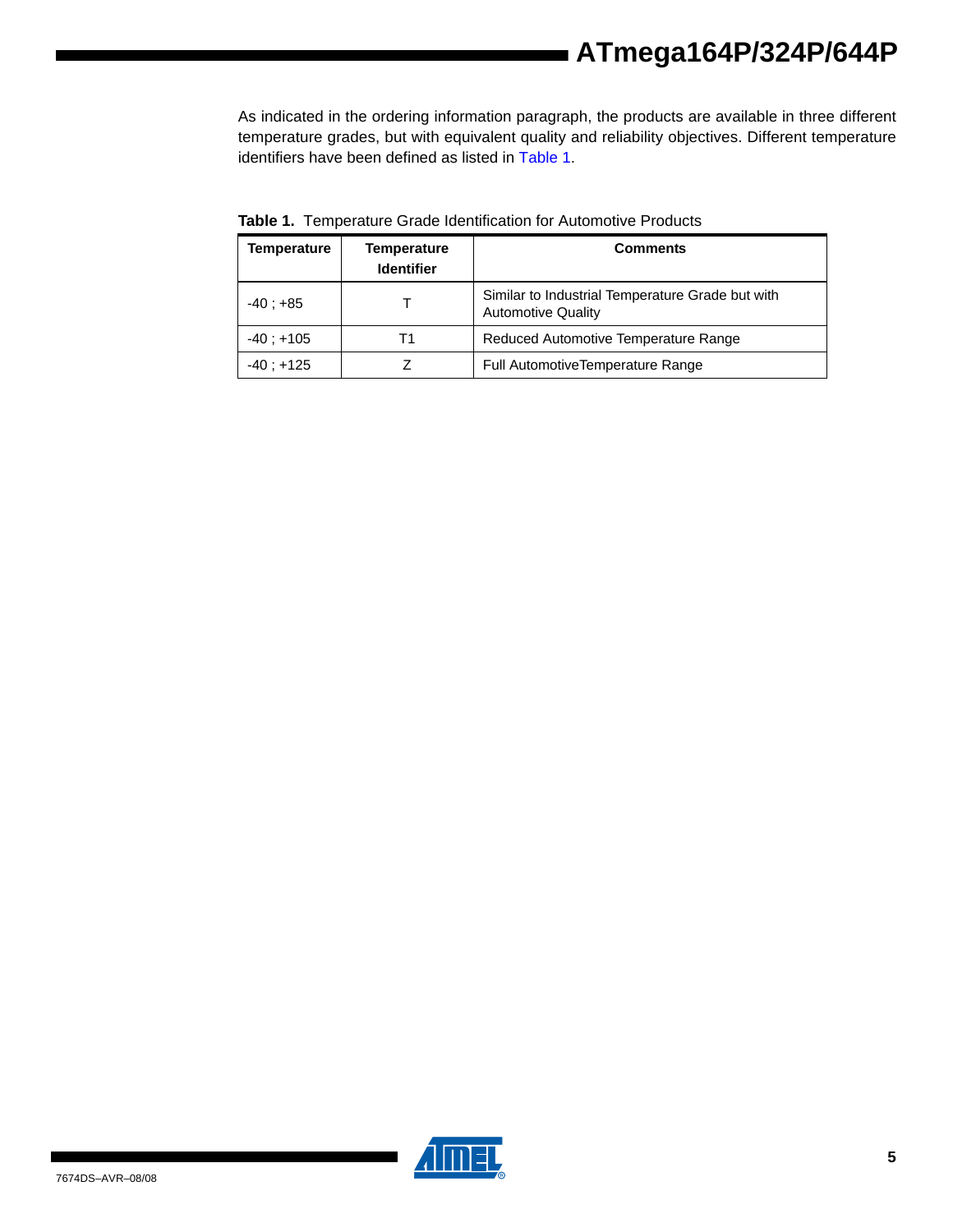As indicated in the ordering information paragraph, the products are available in three different temperature grades, but with equivalent quality and reliability objectives. Different temperature identifiers have been defined as listed in Table 1.

**Table 1.** Temperature Grade Identification for Automotive Products

| Temperature | Temperature Identifier | Comments |
|---|---|---|
| -40 ; +85 | T | Similar to Industrial Temperature Grade but with Automotive Quality |
| -40 ; +105 | T1 | Reduced Automotive Temperature Range |
| -40 ; +125 | Z | Full AutomotiveTemperature Range |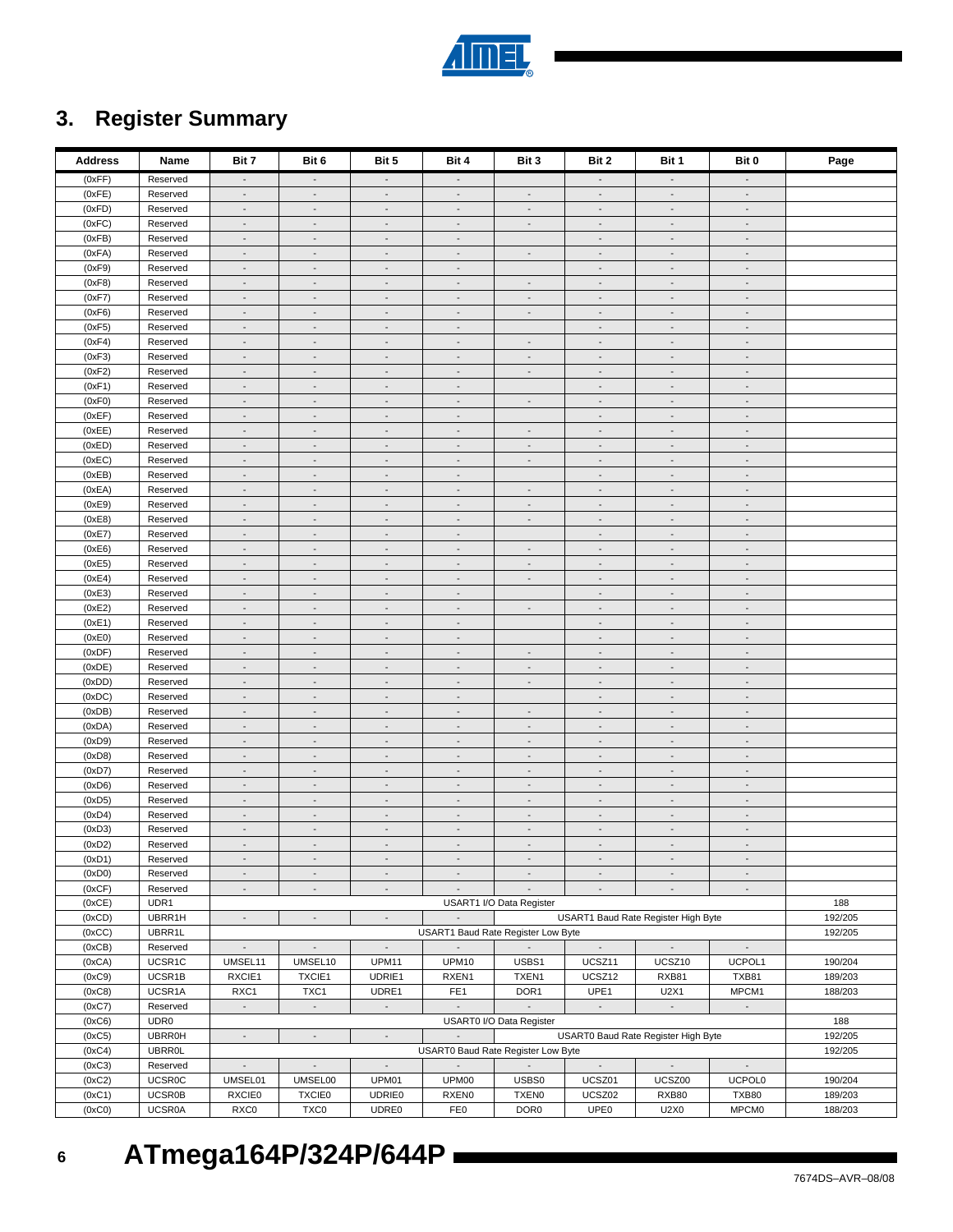## 3. Register Summary

| Address | Name | Bit 7 | Bit 6 | Bit 5 | Bit 4 | Bit 3 | Bit 2 | Bit 1 | Bit 0 | Page |
|---|---|---|---|---|---|---|---|---|---|---|
| (0xFF) | Reserved | - | - | - | - | | - | - | - | |
| (0xFE) | Reserved | - | - | - | - | - | - | - | - | |
| (0xFD) | Reserved | - | - | - | - | - | - | - | - | |
| (0xFC) | Reserved | - | - | - | - | - | - | - | - | |
| (0xFB) | Reserved | - | - | - | - | | - | - | - | |
| (0xFA) | Reserved | - | - | - | - | - | - | - | - | |
| (0xF9) | Reserved | - | - | - | - | | - | - | - | |
| (0xF8) | Reserved | - | - | - | - | - | - | - | - | |
| (0xF7) | Reserved | - | - | - | - | - | - | - | - | |
| (0xF6) | Reserved | - | - | - | - | - | - | - | - | |
| (0xF5) | Reserved | - | - | - | - | | - | - | - | |
| (0xF4) | Reserved | - | - | - | - | - | - | - | - | |
| (0xF3) | Reserved | - | - | - | - | - | - | - | - | |
| (0xF2) | Reserved | - | - | - | - | - | - | - | - | |
| (0xF1) | Reserved | - | - | - | - | | - | - | - | |
| (0xF0) | Reserved | - | - | - | - | - | - | - | - | |
| (0xEF) | Reserved | - | - | - | - | | - | - | - | |
| (0xEE) | Reserved | - | - | - | - | - | - | - | - | |
| (0xED) | Reserved | - | - | - | - | - | - | - | - | |
| (0xEC) | Reserved | - | - | - | - | - | - | - | - | |
| (0xEB) | Reserved | - | - | - | - | | - | - | - | |
| (0xEA) | Reserved | - | - | - | - | - | - | - | - | |
| (0xE9) | Reserved | - | - | - | - | - | - | - | - | |
| (0xE8) | Reserved | - | - | - | - | - | - | - | - | |
| (0xE7) | Reserved | - | - | - | - | | - | - | - | |
| (0xE6) | Reserved | - | - | - | - | - | - | - | - | |
| (0xE5) | Reserved | - | - | - | - | - | - | - | - | |
| (0xE4) | Reserved | - | - | - | - | - | - | - | - | |
| (0xE3) | Reserved | - | - | - | - | | - | - | - | |
| (0xE2) | Reserved | - | - | - | - | - | - | - | - | |
| (0xE1) | Reserved | - | - | - | - | | - | - | - | |
| (0xE0) | Reserved | - | - | - | - | | - | - | - | |
| (0xDF) | Reserved | - | - | - | - | - | - | - | - | |
| (0xDE) | Reserved | - | - | - | - | - | - | - | - | |
| (0xDD) | Reserved | - | - | - | - | - | - | - | - | |
| (0xDC) | Reserved | - | - | - | - | | - | - | - | |
| (0xDB) | Reserved | - | - | - | - | - | - | - | - | |
| (0xDA) | Reserved | - | - | - | - | - | - | - | - | |
| (0xD9) | Reserved | - | - | - | - | - | - | - | - | |
| (0xD8) | Reserved | - | - | - | - | - | - | - | - | |
| (0xD7) | Reserved | - | - | - | - | - | - | - | - | |
| (0xD6) | Reserved | - | - | - | - | - | - | - | - | |
| (0xD5) | Reserved | - | - | - | - | - | - | - | - | |
| (0xD4) | Reserved | - | - | - | - | - | - | - | - | |
| (0xD3) | Reserved | - | - | - | - | - | - | - | - | |
| (0xD2) | Reserved | - | - | - | - | - | - | - | - | |
| (0xD1) | Reserved | - | - | - | - | - | - | - | - | |
| (0xD0) | Reserved | - | - | - | - | - | - | - | - | |
| (0xCF) | Reserved | - | - | - | - | - | - | - | - | |
| (0xCE) | UDR1 | USART1 I/O Data Register | | | | | | | | 188 |
| (0xCD) | UBRR1H | - | - | - | - | USART1 Baud Rate Register High Byte | | | | 192/205 |
| (0xCC) | UBRR1L | USART1 Baud Rate Register Low Byte | | | | | | | | 192/205 |
| (0xCB) | Reserved | - | - | - | - | - | - | - | - | |
| (0xCA) | UCSR1C | UMSEL11 | UMSEL10 | UPM11 | UPM10 | USBS1 | UCSZ11 | UCSZ10 | UCPOL1 | 190/204 |
| (0xC9) | UCSR1B | RXCIE1 | TXCIE1 | UDRIE1 | RXEN1 | TXEN1 | UCSZ12 | RXB81 | TXB81 | 189/203 |
| (0xC8) | UCSR1A | RXC1 | TXC1 | UDRE1 | FE1 | DOR1 | UPE1 | U2X1 | MPCM1 | 188/203 |
| (0xC7) | Reserved | - | - | - | - | - | - | - | - | |
| (0xC6) | UDR0 | USART0 I/O Data Register | | | | | | | | 188 |
| (0xC5) | UBRR0H | - | - | - | - | USART0 Baud Rate Register High Byte | | | | 192/205 |
| (0xC4) | UBRR0L | USART0 Baud Rate Register Low Byte | | | | | | | | 192/205 |
| (0xC3) | Reserved | - | - | - | - | - | - | - | - | |
| (0xC2) | UCSR0C | UMSEL01 | UMSEL00 | UPM01 | UPM00 | USBS0 | UCSZ01 | UCSZ00 | UCPOL0 | 190/204 |
| (0xC1) | UCSR0B | RXCIE0 | TXCIE0 | UDRIE0 | RXEN0 | TXEN0 | UCSZ02 | RXB80 | TXB80 | 189/203 |
| (0xC0) | UCSR0A | RXC0 | TXC0 | UDRE0 | FE0 | DOR0 | UPE0 | U2X0 | MPCM0 | 188/203 |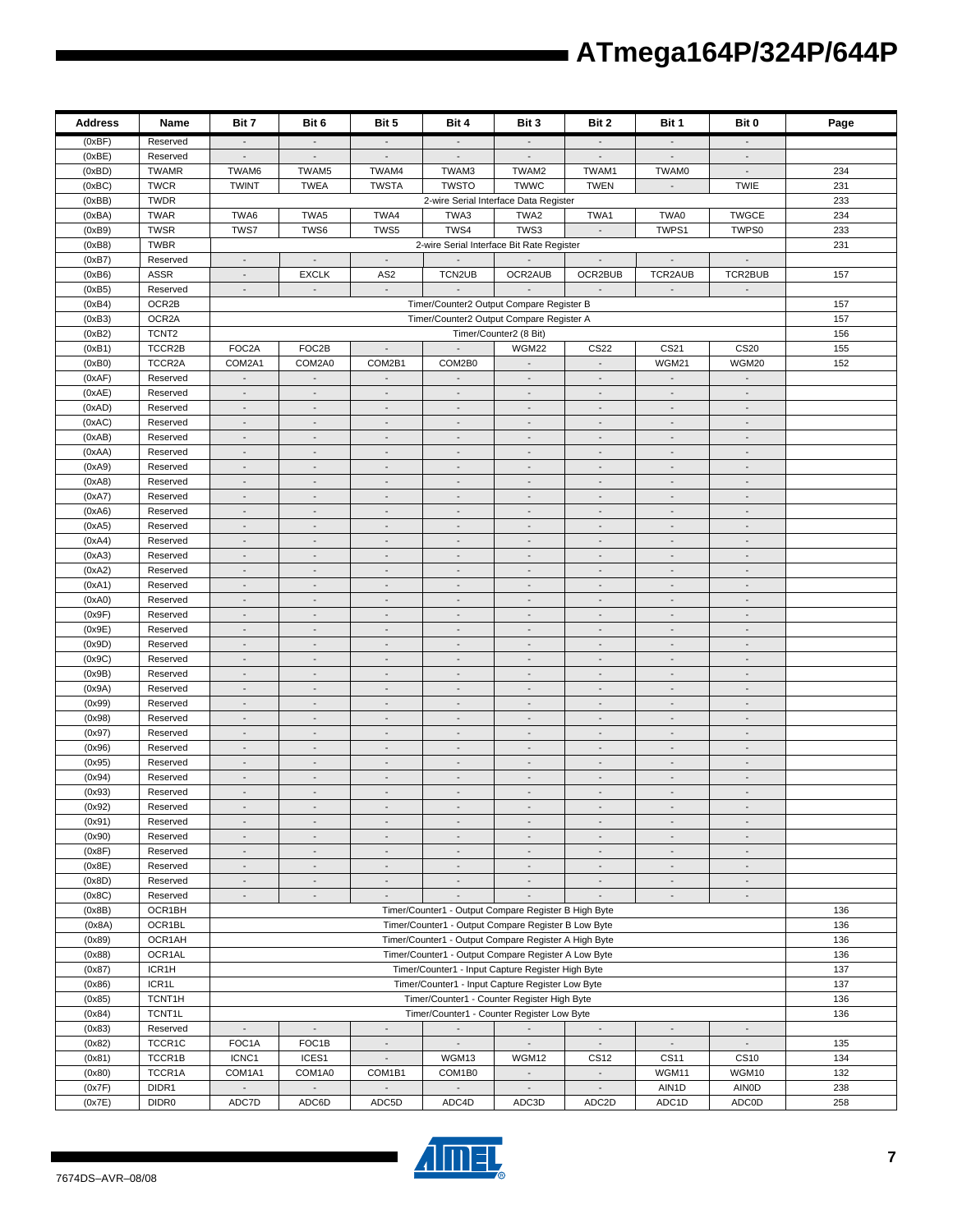| Address | Name | Bit 7 | Bit 6 | Bit 5 | Bit 4 | Bit 3 | Bit 2 | Bit 1 | Bit 0 | Page |
|---|---|---|---|---|---|---|---|---|---|---|
| (0xBF) | Reserved | - | - | - | - | - | - | - | - | |
| (0xBE) | Reserved | - | - | - | - | - | - | - | - | |
| (0xBD) | TWAMR | TWAM6 | TWAM5 | TWAM4 | TWAM3 | TWAM2 | TWAM1 | TWAM0 | - | 234 |
| (0xBC) | TWCR | TWINT | TWEA | TWSTA | TWSTO | TWWC | TWEN | - | TWIE | 231 |
| (0xBB) | TWDR | 2-wire Serial Interface Data Register | | | | | | | | 233 |
| (0xBA) | TWAR | TWA6 | TWA5 | TWA4 | TWA3 | TWA2 | TWA1 | TWA0 | TWGCE | 234 |
| (0xB9) | TWSR | TWS7 | TWS6 | TWS5 | TWS4 | TWS3 | - | TWPS1 | TWPS0 | 233 |
| (0xB8) | TWBR | 2-wire Serial Interface Bit Rate Register | | | | | | | | 231 |
| (0xB7) | Reserved | - | - | - | - | - | - | - | - | |
| (0xB6) | ASSR | - | EXCLK | AS2 | TCN2UB | OCR2AUB | OCR2BUB | TCR2AUB | TCR2BUB | 157 |
| (0xB5) | Reserved | - | - | - | - | - | - | - | - | |
| (0xB4) | OCR2B | Timer/Counter2 Output Compare Register B | | | | | | | | 157 |
| (0xB3) | OCR2A | Timer/Counter2 Output Compare Register A | | | | | | | | 157 |
| (0xB2) | TCNT2 | Timer/Counter2 (8 Bit) | | | | | | | | 156 |
| (0xB1) | TCCR2B | FOC2A | FOC2B | - | - | WGM22 | CS22 | CS21 | CS20 | 155 |
| (0xB0) | TCCR2A | COM2A1 | COM2A0 | COM2B1 | COM2B0 | - | - | WGM21 | WGM20 | 152 |
| (0xAF) | Reserved | - | - | - | - | - | - | - | - | |
| (0xAE) | Reserved | - | - | - | - | - | - | - | - | |
| (0xAD) | Reserved | - | - | - | - | - | - | - | - | |
| (0xAC) | Reserved | - | - | - | - | - | - | - | - | |
| (0xAB) | Reserved | - | - | - | - | - | - | - | - | |
| (0xAA) | Reserved | - | - | - | - | - | - | - | - | |
| (0xA9) | Reserved | - | - | - | - | - | - | - | - | |
| (0xA8) | Reserved | - | - | - | - | - | - | - | - | |
| (0xA7) | Reserved | - | - | - | - | - | - | - | - | |
| (0xA6) | Reserved | - | - | - | - | - | - | - | - | |
| (0xA5) | Reserved | - | - | - | - | - | - | - | - | |
| (0xA4) | Reserved | - | - | - | - | - | - | - | - | |
| (0xA3) | Reserved | - | - | - | - | - | - | - | - | |
| (0xA2) | Reserved | - | - | - | - | - | - | - | - | |
| (0xA1) | Reserved | - | - | - | - | - | - | - | - | |
| (0xA0) | Reserved | - | - | - | - | - | - | - | - | |
| (0x9F) | Reserved | - | - | - | - | - | - | - | - | |
| (0x9E) | Reserved | - | - | - | - | - | - | - | - | |
| (0x9D) | Reserved | - | - | - | - | - | - | - | - | |
| (0x9C) | Reserved | - | - | - | - | - | - | - | - | |
| (0x9B) | Reserved | - | - | - | - | - | - | - | - | |
| (0x9A) | Reserved | - | - | - | - | - | - | - | - | |
| (0x99) | Reserved | - | - | - | - | - | - | - | - | |
| (0x98) | Reserved | - | - | - | - | - | - | - | - | |
| (0x97) | Reserved | - | - | - | - | - | - | - | - | |
| (0x96) | Reserved | - | - | - | - | - | - | - | - | |
| (0x95) | Reserved | - | - | - | - | - | - | - | - | |
| (0x94) | Reserved | - | - | - | - | - | - | - | - | |
| (0x93) | Reserved | - | - | - | - | - | - | - | - | |
| (0x92) | Reserved | - | - | - | - | - | - | - | - | |
| (0x91) | Reserved | - | - | - | - | - | - | - | - | |
| (0x90) | Reserved | - | - | - | - | - | - | - | - | |
| (0x8F) | Reserved | - | - | - | - | - | - | - | - | |
| (0x8E) | Reserved | - | - | - | - | - | - | - | - | |
| (0x8D) | Reserved | - | - | - | - | - | - | - | - | |
| (0x8C) | Reserved | - | - | - | - | - | - | - | - | |
| (0x8B) | OCR1BH | Timer/Counter1 - Output Compare Register B High Byte | | | | | | | | 136 |
| (0x8A) | OCR1BL | Timer/Counter1 - Output Compare Register B Low Byte | | | | | | | | 136 |
| (0x89) | OCR1AH | Timer/Counter1 - Output Compare Register A High Byte | | | | | | | | 136 |
| (0x88) | OCR1AL | Timer/Counter1 - Output Compare Register A Low Byte | | | | | | | | 136 |
| (0x87) | ICR1H | Timer/Counter1 - Input Capture Register High Byte | | | | | | | | 137 |
| (0x86) | ICR1L | Timer/Counter1 - Input Capture Register Low Byte | | | | | | | | 137 |
| (0x85) | TCNT1H | Timer/Counter1 - Counter Register High Byte | | | | | | | | 136 |
| (0x84) | TCNT1L | Timer/Counter1 - Counter Register Low Byte | | | | | | | | 136 |
| (0x83) | Reserved | - | - | - | - | - | - | - | - | |
| (0x82) | TCCR1C | FOC1A | FOC1B | - | - | - | - | - | - | 135 |
| (0x81) | TCCR1B | ICNC1 | ICES1 | - | WGM13 | WGM12 | CS12 | CS11 | CS10 | 134 |
| (0x80) | TCCR1A | COM1A1 | COM1A0 | COM1B1 | COM1B0 | - | - | WGM11 | WGM10 | 132 |
| (0x7F) | DIDR1 | - | - | - | - | - | - | AIN1D | AIN0D | 238 |
| (0x7E) | DIDR0 | ADC7D | ADC6D | ADC5D | ADC4D | ADC3D | ADC2D | ADC1D | ADC0D | 258 |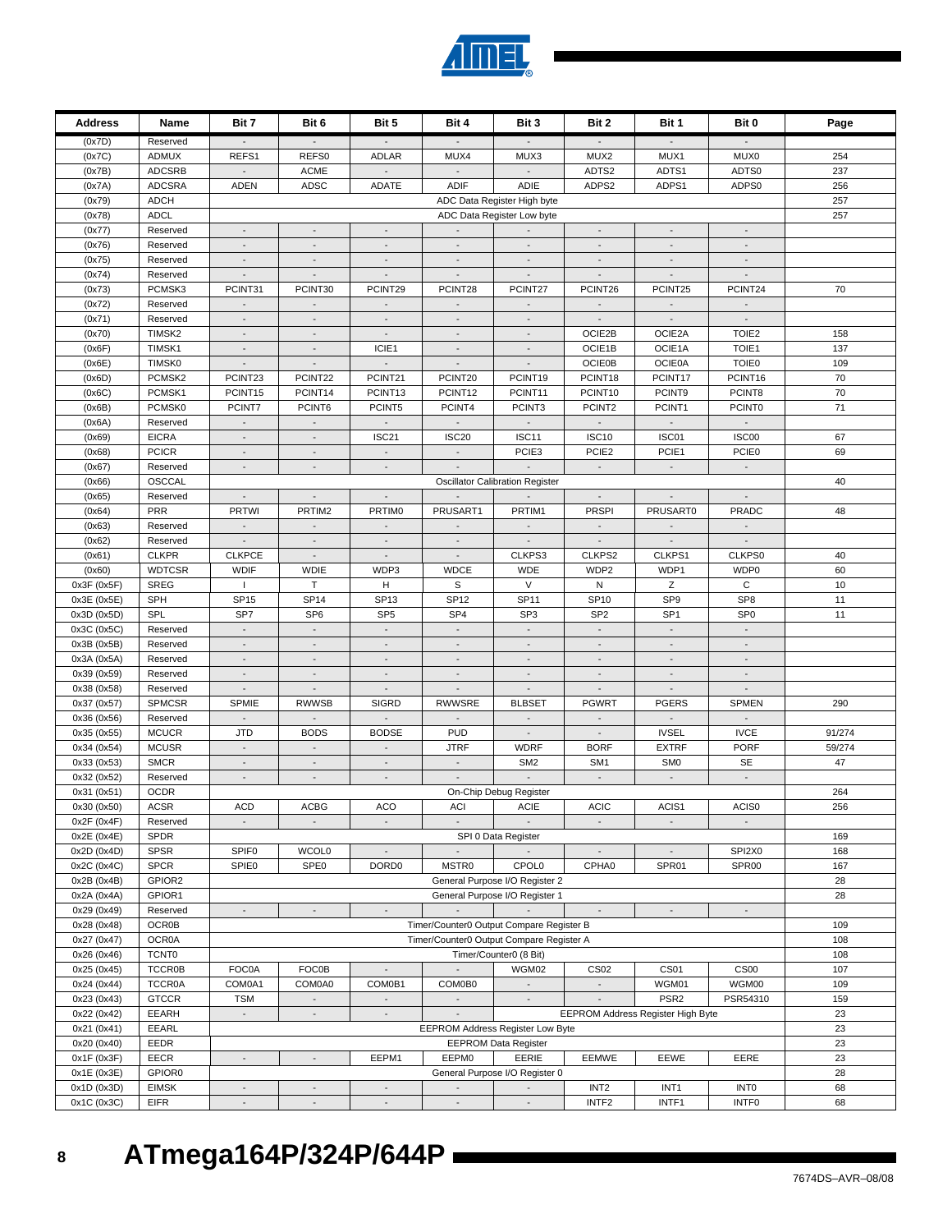| Address | Name | Bit 7 | Bit 6 | Bit 5 | Bit 4 | Bit 3 | Bit 2 | Bit 1 | Bit 0 | Page |
|---|---|---|---|---|---|---|---|---|---|---|
| (0x7D) | Reserved | - | - | - | - | - | - | - | - | |
| (0x7C) | ADMUX | REFS1 | REFS0 | ADLAR | MUX4 | MUX3 | MUX2 | MUX1 | MUX0 | 254 |
| (0x7B) | ADCSRB | - | ACME | - | - | - | ADTS2 | ADTS1 | ADTS0 | 237 |
| (0x7A) | ADCSRA | ADEN | ADSC | ADATE | ADIF | ADIE | ADPS2 | ADPS1 | ADPS0 | 256 |
| (0x79) | ADCH | ADC Data Register High byte | | | | | | | | 257 |
| (0x78) | ADCL | ADC Data Register Low byte | | | | | | | | 257 |
| (0x77) | Reserved | - | - | - | - | - | - | - | - | |
| (0x76) | Reserved | - | - | - | - | - | - | - | - | |
| (0x75) | Reserved | - | - | - | - | - | - | - | - | |
| (0x74) | Reserved | - | - | - | - | - | - | - | - | |
| (0x73) | PCMSK3 | PCINT31 | PCINT30 | PCINT29 | PCINT28 | PCINT27 | PCINT26 | PCINT25 | PCINT24 | 70 |
| (0x72) | Reserved | - | - | - | - | - | - | - | - | |
| (0x71) | Reserved | - | - | - | - | - | - | - | - | |
| (0x70) | TIMSK2 | - | - | - | - | - | OCIE2B | OCIE2A | TOIE2 | 158 |
| (0x6F) | TIMSK1 | - | - | ICIE1 | - | - | OCIE1B | OCIE1A | TOIE1 | 137 |
| (0x6E) | TIMSK0 | - | - | - | - | - | OCIE0B | OCIE0A | TOIE0 | 109 |
| (0x6D) | PCMSK2 | PCINT23 | PCINT22 | PCINT21 | PCINT20 | PCINT19 | PCINT18 | PCINT17 | PCINT16 | 70 |
| (0x6C) | PCMSK1 | PCINT15 | PCINT14 | PCINT13 | PCINT12 | PCINT11 | PCINT10 | PCINT9 | PCINT8 | 70 |
| (0x6B) | PCMSK0 | PCINT7 | PCINT6 | PCINT5 | PCINT4 | PCINT3 | PCINT2 | PCINT1 | PCINT0 | 71 |
| (0x6A) | Reserved | - | - | - | - | - | - | - | - | |
| (0x69) | EICRA | - | - | ISC21 | ISC20 | ISC11 | ISC10 | ISC01 | ISC00 | 67 |
| (0x68) | PCICR | - | - | - | - | PCIE3 | PCIE2 | PCIE1 | PCIE0 | 69 |
| (0x67) | Reserved | - | - | - | - | - | - | - | - | |
| (0x66) | OSCCAL | Oscillator Calibration Register | | | | | | | | 40 |
| (0x65) | Reserved | - | - | - | - | - | - | - | - | |
| (0x64) | PRR | PRTWI | PRTIM2 | PRTIM0 | PRUSART1 | PRTIM1 | PRSPI | PRUSART0 | PRADC | 48 |
| (0x63) | Reserved | - | - | - | - | - | - | - | - | |
| (0x62) | Reserved | - | - | - | - | - | - | - | - | |
| (0x61) | CLKPR | CLKPCE | - | - | - | CLKPS3 | CLKPS2 | CLKPS1 | CLKPS0 | 40 |
| (0x60) | WDTCSR | WDIF | WDIE | WDP3 | WDCE | WDE | WDP2 | WDP1 | WDP0 | 60 |
| 0x3F (0x5F) | SREG | I | T | H | S | V | N | Z | C | 10 |
| 0x3E (0x5E) | SPH | SP15 | SP14 | SP13 | SP12 | SP11 | SP10 | SP9 | SP8 | 11 |
| 0x3D (0x5D) | SPL | SP7 | SP6 | SP5 | SP4 | SP3 | SP2 | SP1 | SP0 | 11 |
| 0x3C (0x5C) | Reserved | - | - | - | - | - | - | - | - | |
| 0x3B (0x5B) | Reserved | - | - | - | - | - | - | - | - | |
| 0x3A (0x5A) | Reserved | - | - | - | - | - | - | - | - | |
| 0x39 (0x59) | Reserved | - | - | - | - | - | - | - | - | |
| 0x38 (0x58) | Reserved | - | - | - | - | - | - | - | - | |
| 0x37 (0x57) | SPMCSR | SPMIE | RWWSB | SIGRD | RWWSRE | BLBSET | PGWRT | PGERS | SPMEN | 290 |
| 0x36 (0x56) | Reserved | - | - | - | - | - | - | - | - | |
| 0x35 (0x55) | MCUCR | JTD | BODS | BODSE | PUD | - | - | IVSEL | IVCE | 91/274 |
| 0x34 (0x54) | MCUSR | - | - | - | JTRF | WDRF | BORF | EXTRF | PORF | 59/274 |
| 0x33 (0x53) | SMCR | - | - | - | - | SM2 | SM1 | SM0 | SE | 47 |
| 0x32 (0x52) | Reserved | - | - | - | - | - | - | - | - | |
| 0x31 (0x51) | OCDR | On-Chip Debug Register | | | | | | | | 264 |
| 0x30 (0x50) | ACSR | ACD | ACBG | ACO | ACI | ACIE | ACIC | ACIS1 | ACIS0 | 256 |
| 0x2F (0x4F) | Reserved | - | - | - | - | - | - | - | - | |
| 0x2E (0x4E) | SPDR | SPI 0 Data Register | | | | | | | | 169 |
| 0x2D (0x4D) | SPSR | SPIF0 | WCOL0 | - | - | - | - | - | SPI2X0 | 168 |
| 0x2C (0x4C) | SPCR | SPIE0 | SPE0 | DORD0 | MSTR0 | CPOL0 | CPHA0 | SPR01 | SPR00 | 167 |
| 0x2B (0x4B) | GPIOR2 | General Purpose I/O Register 2 | | | | | | | | 28 |
| 0x2A (0x4A) | GPIOR1 | General Purpose I/O Register 1 | | | | | | | | 28 |
| 0x29 (0x49) | Reserved | - | - | - | - | - | - | - | - | |
| 0x28 (0x48) | OCR0B | Timer/Counter0 Output Compare Register B | | | | | | | | 109 |
| 0x27 (0x47) | OCR0A | Timer/Counter0 Output Compare Register A | | | | | | | | 108 |
| 0x26 (0x46) | TCNT0 | Timer/Counter0 (8 Bit) | | | | | | | | 108 |
| 0x25 (0x45) | TCCR0B | FOC0A | FOC0B | - | - | WGM02 | CS02 | CS01 | CS00 | 107 |
| 0x24 (0x44) | TCCR0A | COM0A1 | COM0A0 | COM0B1 | COM0B0 | - | - | WGM01 | WGM00 | 109 |
| 0x23 (0x43) | GTCCR | TSM | - | - | - | - | - | PSR2 | PSR54310 | 159 |
| 0x22 (0x42) | EEARH | - | - | - | - | EEPROM Address Register High Byte | | | | 23 |
| 0x21 (0x41) | EEARL | EEPROM Address Register Low Byte | | | | | | | | 23 |
| 0x20 (0x40) | EEDR | EEPROM Data Register | | | | | | | | 23 |
| 0x1F (0x3F) | EECR | - | - | EEPM1 | EEPM0 | EERIE | EEMWE | EEWE | EERE | 23 |
| 0x1E (0x3E) | GPIOR0 | General Purpose I/O Register 0 | | | | | | | | 28 |
| 0x1D (0x3D) | EIMSK | - | - | - | - | - | INT2 | INT1 | INT0 | 68 |
| 0x1C (0x3C) | EIFR | - | - | - | - | - | INTF2 | INTF1 | INTF0 | 68 |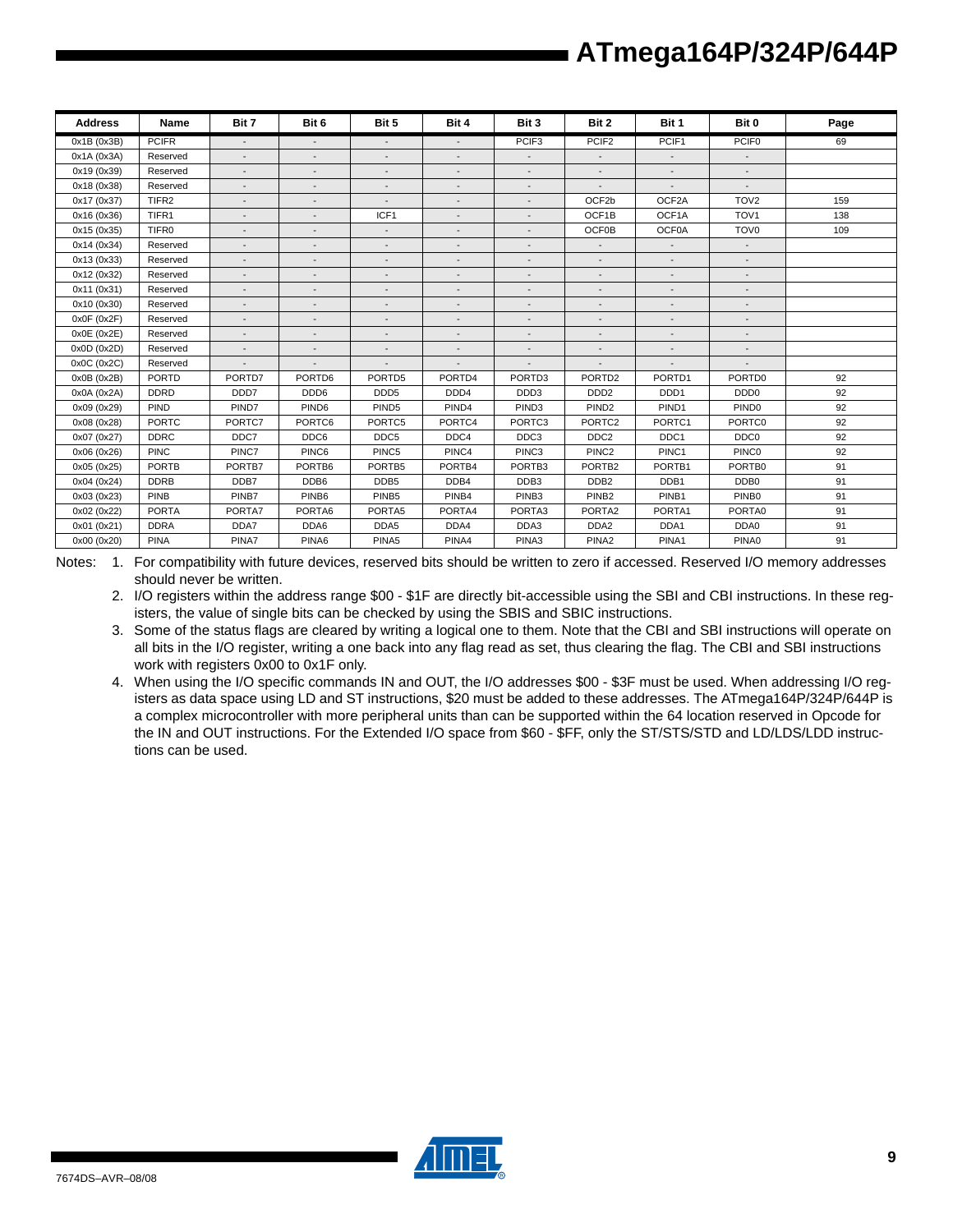| Address | Name | Bit 7 | Bit 6 | Bit 5 | Bit 4 | Bit 3 | Bit 2 | Bit 1 | Bit 0 | Page |
|---|---|---|---|---|---|---|---|---|---|---|
| 0x1B (0x3B) | PCIFR | - | - | - | - | PCIF3 | PCIF2 | PCIF1 | PCIF0 | 69 |
| 0x1A (0x3A) | Reserved | - | - | - | - | - | - | - | - | |
| 0x19 (0x39) | Reserved | - | - | - | - | - | - | - | - | |
| 0x18 (0x38) | Reserved | - | - | - | - | - | - | - | - | |
| 0x17 (0x37) | TIFR2 | - | - | - | - | - | OCF2b | OCF2A | TOV2 | 159 |
| 0x16 (0x36) | TIFR1 | - | - | ICF1 | - | - | OCF1B | OCF1A | TOV1 | 138 |
| 0x15 (0x35) | TIFR0 | - | - | - | - | - | OCF0B | OCF0A | TOV0 | 109 |
| 0x14 (0x34) | Reserved | - | - | - | - | - | - | - | - | |
| 0x13 (0x33) | Reserved | - | - | - | - | - | - | - | - | |
| 0x12 (0x32) | Reserved | - | - | - | - | - | - | - | - | |
| 0x11 (0x31) | Reserved | - | - | - | - | - | - | - | - | |
| 0x10 (0x30) | Reserved | - | - | - | - | - | - | - | - | |
| 0x0F (0x2F) | Reserved | - | - | - | - | - | - | - | - | |
| 0x0E (0x2E) | Reserved | - | - | - | - | - | - | - | - | |
| 0x0D (0x2D) | Reserved | - | - | - | - | - | - | - | - | |
| 0x0C (0x2C) | Reserved | - | - | - | - | - | - | - | - | |
| 0x0B (0x2B) | PORTD | PORTD7 | PORTD6 | PORTD5 | PORTD4 | PORTD3 | PORTD2 | PORTD1 | PORTD0 | 92 |
| 0x0A (0x2A) | DDRD | DDD7 | DDD6 | DDD5 | DDD4 | DDD3 | DDD2 | DDD1 | DDD0 | 92 |
| 0x09 (0x29) | PIND | PIND7 | PIND6 | PIND5 | PIND4 | PIND3 | PIND2 | PIND1 | PIND0 | 92 |
| 0x08 (0x28) | PORTC | PORTC7 | PORTC6 | PORTC5 | PORTC4 | PORTC3 | PORTC2 | PORTC1 | PORTC0 | 92 |
| 0x07 (0x27) | DDRC | DDC7 | DDC6 | DDC5 | DDC4 | DDC3 | DDC2 | DDC1 | DDC0 | 92 |
| 0x06 (0x26) | PINC | PINC7 | PINC6 | PINC5 | PINC4 | PINC3 | PINC2 | PINC1 | PINC0 | 92 |
| 0x05 (0x25) | PORTB | PORTB7 | PORTB6 | PORTB5 | PORTB4 | PORTB3 | PORTB2 | PORTB1 | PORTB0 | 91 |
| 0x04 (0x24) | DDRB | DDB7 | DDB6 | DDB5 | DDB4 | DDB3 | DDB2 | DDB1 | DDB0 | 91 |
| 0x03 (0x23) | PINB | PINB7 | PINB6 | PINB5 | PINB4 | PINB3 | PINB2 | PINB1 | PINB0 | 91 |
| 0x02 (0x22) | PORTA | PORTA7 | PORTA6 | PORTA5 | PORTA4 | PORTA3 | PORTA2 | PORTA1 | PORTA0 | 91 |
| 0x01 (0x21) | DDRA | DDA7 | DDA6 | DDA5 | DDA4 | DDA3 | DDA2 | DDA1 | DDA0 | 91 |
| 0x00 (0x20) | PINA | PINA7 | PINA6 | PINA5 | PINA4 | PINA3 | PINA2 | PINA1 | PINA0 | 91 |

Notes:

1. For compatibility with future devices, reserved bits should be written to zero if accessed. Reserved I/O memory addresses should never be written.
2. I/O registers within the address range $00 - $1F are directly bit-accessible using the SBI and CBI instructions. In these registers, the value of single bits can be checked by using the SBIS and SBIC instructions.
3. Some of the status flags are cleared by writing a logical one to them. Note that the CBI and SBI instructions will operate on all bits in the I/O register, writing a one back into any flag read as set, thus clearing the flag. The CBI and SBI instructions work with registers 0x00 to 0x1F only.
4. When using the I/O specific commands IN and OUT, the I/O addresses $00 - $3F must be used. When addressing I/O registers as data space using LD and ST instructions, $20 must be added to these addresses. The ATmega164P/324P/644P is a complex microcontroller with more peripheral units than can be supported within the 64 location reserved in Opcode for the IN and OUT instructions. For the Extended I/O space from $60 - $FF, only the ST/STS/STD and LD/LDS/LDD instructions can be used.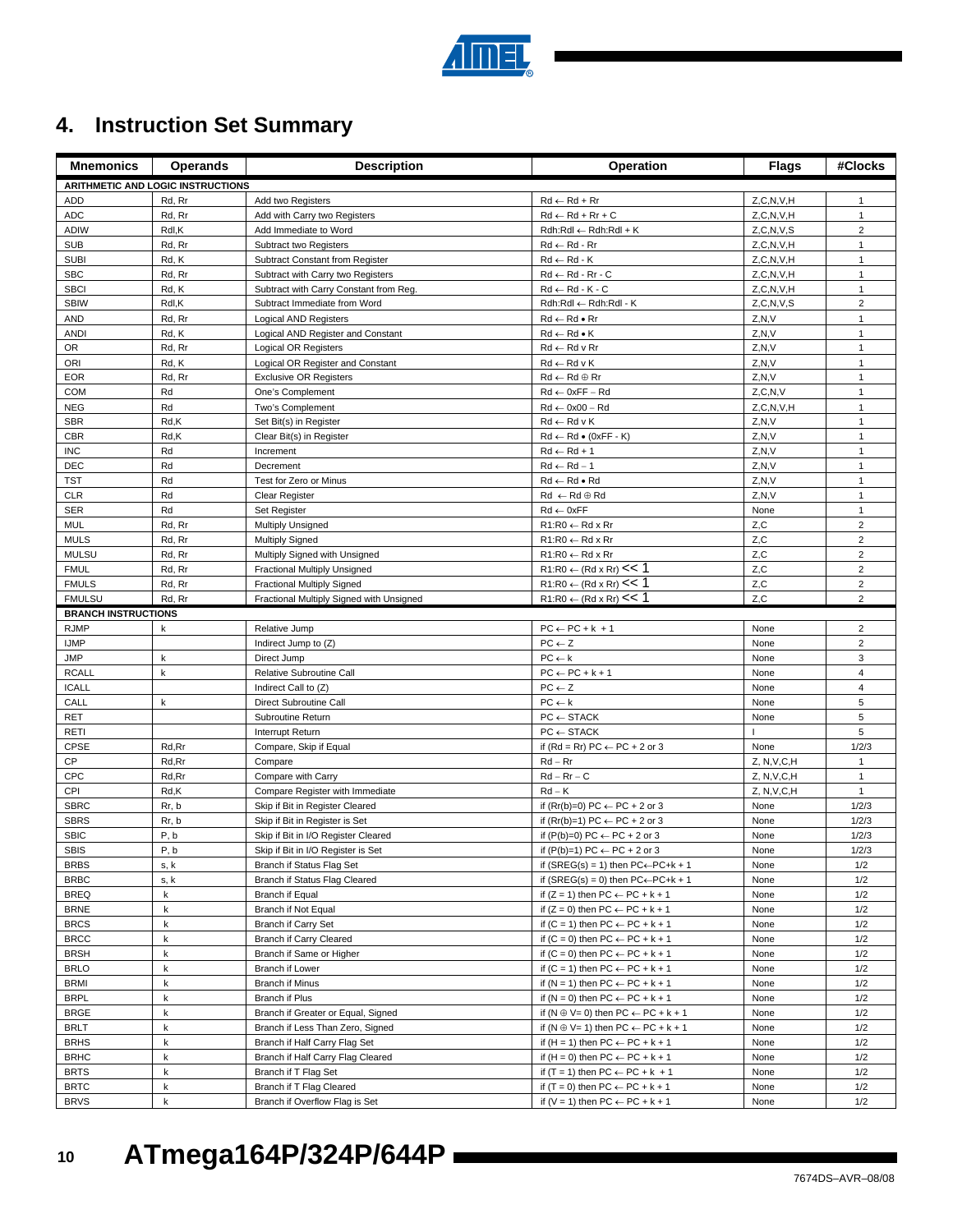# 4. Instruction Set Summary

| Mnemonics | Operands | Description | Operation | Flags | #Clocks |
|---|---|---|---|---|---|
| **ARITHMETIC AND LOGIC INSTRUCTIONS** | | | | | |
| ADD | Rd, Rr | Add two Registers | Rd ← Rd + Rr | Z,C,N,V,H | 1 |
| ADC | Rd, Rr | Add with Carry two Registers | Rd ← Rd + Rr + C | Z,C,N,V,H | 1 |
| ADIW | Rdl,K | Add Immediate to Word | Rdh:Rdl ← Rdh:Rdl + K | Z,C,N,V,S | 2 |
| SUB | Rd, Rr | Subtract two Registers | Rd ← Rd - Rr | Z,C,N,V,H | 1 |
| SUBI | Rd, K | Subtract Constant from Register | Rd ← Rd - K | Z,C,N,V,H | 1 |
| SBC | Rd, Rr | Subtract with Carry two Registers | Rd ← Rd - Rr - C | Z,C,N,V,H | 1 |
| SBCI | Rd, K | Subtract with Carry Constant from Reg. | Rd ← Rd - K - C | Z,C,N,V,H | 1 |
| SBIW | Rdl,K | Subtract Immediate from Word | Rdh:Rdl ← Rdh:Rdl - K | Z,C,N,V,S | 2 |
| AND | Rd, Rr | Logical AND Registers | Rd ← Rd • Rr | Z,N,V | 1 |
| ANDI | Rd, K | Logical AND Register and Constant | Rd ← Rd • K | Z,N,V | 1 |
| OR | Rd, Rr | Logical OR Registers | Rd ← Rd v Rr | Z,N,V | 1 |
| ORI | Rd, K | Logical OR Register and Constant | Rd ← Rd v K | Z,N,V | 1 |
| EOR | Rd, Rr | Exclusive OR Registers | Rd ← Rd ⊕ Rr | Z,N,V | 1 |
| COM | Rd | One's Complement | Rd ← 0xFF − Rd | Z,C,N,V | 1 |
| NEG | Rd | Two's Complement | Rd ← 0x00 − Rd | Z,C,N,V,H | 1 |
| SBR | Rd,K | Set Bit(s) in Register | Rd ← Rd v K | Z,N,V | 1 |
| CBR | Rd,K | Clear Bit(s) in Register | Rd ← Rd • (0xFF - K) | Z,N,V | 1 |
| INC | Rd | Increment | Rd ← Rd + 1 | Z,N,V | 1 |
| DEC | Rd | Decrement | Rd ← Rd − 1 | Z,N,V | 1 |
| TST | Rd | Test for Zero or Minus | Rd ← Rd • Rd | Z,N,V | 1 |
| CLR | Rd | Clear Register | Rd ← Rd ⊕ Rd | Z,N,V | 1 |
| SER | Rd | Set Register | Rd ← 0xFF | None | 1 |
| MUL | Rd, Rr | Multiply Unsigned | R1:R0 ← Rd x Rr | Z,C | 2 |
| MULS | Rd, Rr | Multiply Signed | R1:R0 ← Rd x Rr | Z,C | 2 |
| MULSU | Rd, Rr | Multiply Signed with Unsigned | R1:R0 ← Rd x Rr | Z,C | 2 |
| FMUL | Rd, Rr | Fractional Multiply Unsigned | R1:R0 ← (Rd x Rr) << 1 | Z,C | 2 |
| FMULS | Rd, Rr | Fractional Multiply Signed | R1:R0 ← (Rd x Rr) << 1 | Z,C | 2 |
| FMULSU | Rd, Rr | Fractional Multiply Signed with Unsigned | R1:R0 ← (Rd x Rr) << 1 | Z,C | 2 |
| **BRANCH INSTRUCTIONS** | | | | | |
| RJMP | k | Relative Jump | PC ← PC + k + 1 | None | 2 |
| IJMP | | Indirect Jump to (Z) | PC ← Z | None | 2 |
| JMP | k | Direct Jump | PC ← k | None | 3 |
| RCALL | k | Relative Subroutine Call | PC ← PC + k + 1 | None | 4 |
| ICALL | | Indirect Call to (Z) | PC ← Z | None | 4 |
| CALL | k | Direct Subroutine Call | PC ← k | None | 5 |
| RET | | Subroutine Return | PC ← STACK | None | 5 |
| RETI | | Interrupt Return | PC ← STACK | I | 5 |
| CPSE | Rd,Rr | Compare, Skip if Equal | if (Rd = Rr) PC ← PC + 2 or 3 | None | 1/2/3 |
| CP | Rd,Rr | Compare | Rd − Rr | Z, N,V,C,H | 1 |
| CPC | Rd,Rr | Compare with Carry | Rd − Rr − C | Z, N,V,C,H | 1 |
| CPI | Rd,K | Compare Register with Immediate | Rd − K | Z, N,V,C,H | 1 |
| SBRC | Rr, b | Skip if Bit in Register Cleared | if (Rr(b)=0) PC ← PC + 2 or 3 | None | 1/2/3 |
| SBRS | Rr, b | Skip if Bit in Register is Set | if (Rr(b)=1) PC ← PC + 2 or 3 | None | 1/2/3 |
| SBIC | P, b | Skip if Bit in I/O Register Cleared | if (P(b)=0) PC ← PC + 2 or 3 | None | 1/2/3 |
| SBIS | P, b | Skip if Bit in I/O Register is Set | if (P(b)=1) PC ← PC + 2 or 3 | None | 1/2/3 |
| BRBS | s, k | Branch if Status Flag Set | if (SREG(s) = 1) then PC←PC+k + 1 | None | 1/2 |
| BRBC | s, k | Branch if Status Flag Cleared | if (SREG(s) = 0) then PC←PC+k + 1 | None | 1/2 |
| BREQ | k | Branch if Equal | if (Z = 1) then PC ← PC + k + 1 | None | 1/2 |
| BRNE | k | Branch if Not Equal | if (Z = 0) then PC ← PC + k + 1 | None | 1/2 |
| BRCS | k | Branch if Carry Set | if (C = 1) then PC ← PC + k + 1 | None | 1/2 |
| BRCC | k | Branch if Carry Cleared | if (C = 0) then PC ← PC + k + 1 | None | 1/2 |
| BRSH | k | Branch if Same or Higher | if (C = 0) then PC ← PC + k + 1 | None | 1/2 |
| BRLO | k | Branch if Lower | if (C = 1) then PC ← PC + k + 1 | None | 1/2 |
| BRMI | k | Branch if Minus | if (N = 1) then PC ← PC + k + 1 | None | 1/2 |
| BRPL | k | Branch if Plus | if (N = 0) then PC ← PC + k + 1 | None | 1/2 |
| BRGE | k | Branch if Greater or Equal, Signed | if (N ⊕ V= 0) then PC ← PC + k + 1 | None | 1/2 |
| BRLT | k | Branch if Less Than Zero, Signed | if (N ⊕ V= 1) then PC ← PC + k + 1 | None | 1/2 |
| BRHS | k | Branch if Half Carry Flag Set | if (H = 1) then PC ← PC + k + 1 | None | 1/2 |
| BRHC | k | Branch if Half Carry Flag Cleared | if (H = 0) then PC ← PC + k + 1 | None | 1/2 |
| BRTS | k | Branch if T Flag Set | if (T = 1) then PC ← PC + k + 1 | None | 1/2 |
| BRTC | k | Branch if T Flag Cleared | if (T = 0) then PC ← PC + k + 1 | None | 1/2 |
| BRVS | k | Branch if Overflow Flag is Set | if (V = 1) then PC ← PC + k + 1 | None | 1/2 |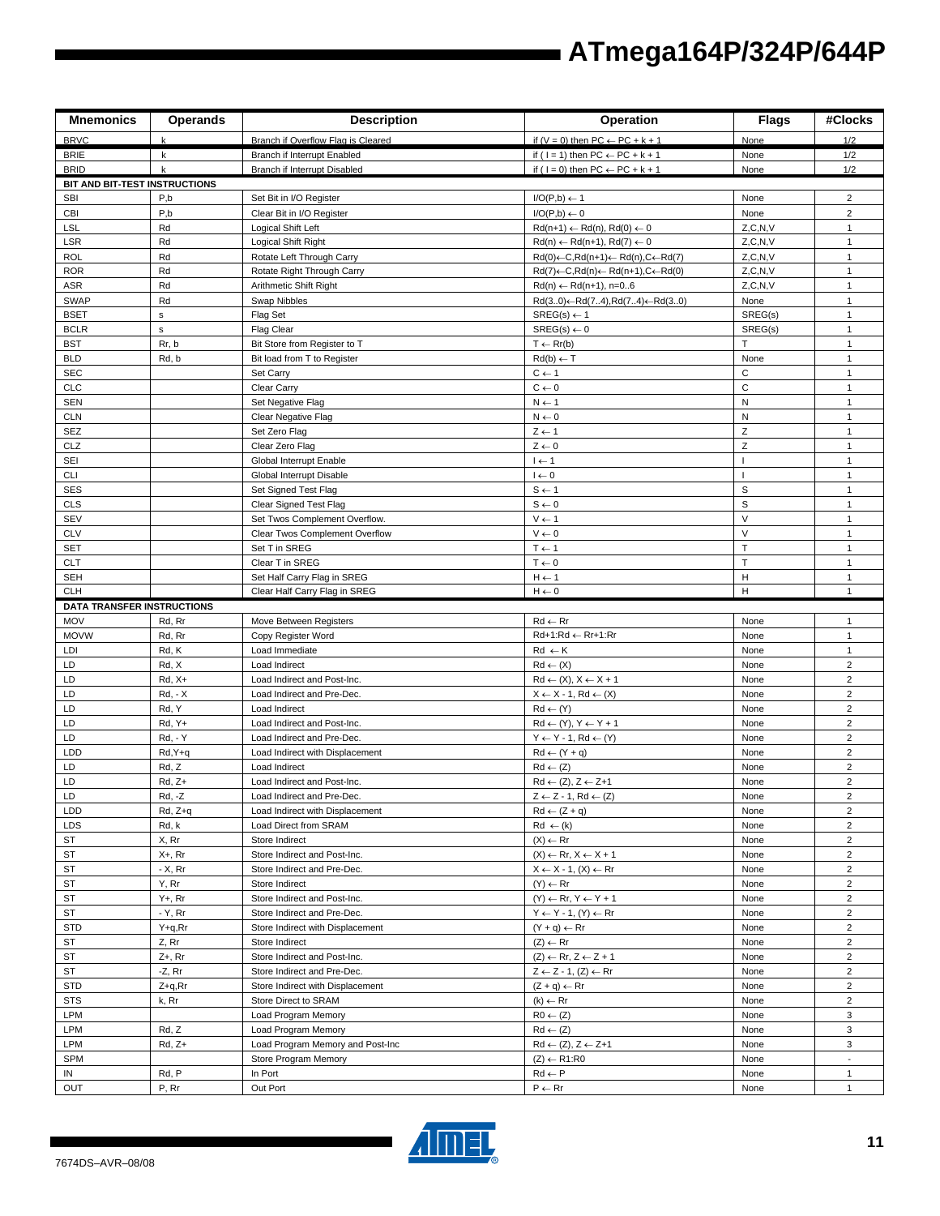| Mnemonics | Operands | Description | Operation | Flags | #Clocks |
|---|---|---|---|---|---|
| BRVC | k | Branch if Overflow Flag is Cleared | if (V = 0) then PC ← PC + k + 1 | None | 1/2 |
| BRIE | k | Branch if Interrupt Enabled | if ( I = 1) then PC ← PC + k + 1 | None | 1/2 |
| BRID | k | Branch if Interrupt Disabled | if ( I = 0) then PC ← PC + k + 1 | None | 1/2 |
| **BIT AND BIT-TEST INSTRUCTIONS** | | | | | |
| SBI | P,b | Set Bit in I/O Register | I/O(P,b) ← 1 | None | 2 |
| CBI | P,b | Clear Bit in I/O Register | I/O(P,b) ← 0 | None | 2 |
| LSL | Rd | Logical Shift Left | Rd(n+1) ← Rd(n), Rd(0) ← 0 | Z,C,N,V | 1 |
| LSR | Rd | Logical Shift Right | Rd(n) ← Rd(n+1), Rd(7) ← 0 | Z,C,N,V | 1 |
| ROL | Rd | Rotate Left Through Carry | Rd(0)←C,Rd(n+1)← Rd(n),C←Rd(7) | Z,C,N,V | 1 |
| ROR | Rd | Rotate Right Through Carry | Rd(7)←C,Rd(n)← Rd(n+1),C←Rd(0) | Z,C,N,V | 1 |
| ASR | Rd | Arithmetic Shift Right | Rd(n) ← Rd(n+1), n=0..6 | Z,C,N,V | 1 |
| SWAP | Rd | Swap Nibbles | Rd(3..0)←Rd(7..4),Rd(7..4)←Rd(3..0) | None | 1 |
| BSET | s | Flag Set | SREG(s) ← 1 | SREG(s) | 1 |
| BCLR | s | Flag Clear | SREG(s) ← 0 | SREG(s) | 1 |
| BST | Rr, b | Bit Store from Register to T | T ← Rr(b) | T | 1 |
| BLD | Rd, b | Bit load from T to Register | Rd(b) ← T | None | 1 |
| SEC | | Set Carry | C ← 1 | C | 1 |
| CLC | | Clear Carry | C ← 0 | C | 1 |
| SEN | | Set Negative Flag | N ← 1 | N | 1 |
| CLN | | Clear Negative Flag | N ← 0 | N | 1 |
| SEZ | | Set Zero Flag | Z ← 1 | Z | 1 |
| CLZ | | Clear Zero Flag | Z ← 0 | Z | 1 |
| SEI | | Global Interrupt Enable | I ← 1 | I | 1 |
| CLI | | Global Interrupt Disable | I ← 0 | I | 1 |
| SES | | Set Signed Test Flag | S ← 1 | S | 1 |
| CLS | | Clear Signed Test Flag | S ← 0 | S | 1 |
| SEV | | Set Twos Complement Overflow. | V ← 1 | V | 1 |
| CLV | | Clear Twos Complement Overflow | V ← 0 | V | 1 |
| SET | | Set T in SREG | T ← 1 | T | 1 |
| CLT | | Clear T in SREG | T ← 0 | T | 1 |
| SEH | | Set Half Carry Flag in SREG | H ← 1 | H | 1 |
| CLH | | Clear Half Carry Flag in SREG | H ← 0 | H | 1 |
| **DATA TRANSFER INSTRUCTIONS** | | | | | |
| MOV | Rd, Rr | Move Between Registers | Rd ← Rr | None | 1 |
| MOVW | Rd, Rr | Copy Register Word | Rd+1:Rd ← Rr+1:Rr | None | 1 |
| LDI | Rd, K | Load Immediate | Rd ← K | None | 1 |
| LD | Rd, X | Load Indirect | Rd ← (X) | None | 2 |
| LD | Rd, X+ | Load Indirect and Post-Inc. | Rd ← (X), X ← X + 1 | None | 2 |
| LD | Rd, - X | Load Indirect and Pre-Dec. | X ← X - 1, Rd ← (X) | None | 2 |
| LD | Rd, Y | Load Indirect | Rd ← (Y) | None | 2 |
| LD | Rd, Y+ | Load Indirect and Post-Inc. | Rd ← (Y), Y ← Y + 1 | None | 2 |
| LD | Rd, - Y | Load Indirect and Pre-Dec. | Y ← Y - 1, Rd ← (Y) | None | 2 |
| LDD | Rd,Y+q | Load Indirect with Displacement | Rd ← (Y + q) | None | 2 |
| LD | Rd, Z | Load Indirect | Rd ← (Z) | None | 2 |
| LD | Rd, Z+ | Load Indirect and Post-Inc. | Rd ← (Z), Z ← Z+1 | None | 2 |
| LD | Rd, -Z | Load Indirect and Pre-Dec. | Z ← Z - 1, Rd ← (Z) | None | 2 |
| LDD | Rd, Z+q | Load Indirect with Displacement | Rd ← (Z + q) | None | 2 |
| LDS | Rd, k | Load Direct from SRAM | Rd ← (k) | None | 2 |
| ST | X, Rr | Store Indirect | (X) ← Rr | None | 2 |
| ST | X+, Rr | Store Indirect and Post-Inc. | (X) ← Rr, X ← X + 1 | None | 2 |
| ST | - X, Rr | Store Indirect and Pre-Dec. | X ← X - 1, (X) ← Rr | None | 2 |
| ST | Y, Rr | Store Indirect | (Y) ← Rr | None | 2 |
| ST | Y+, Rr | Store Indirect and Post-Inc. | (Y) ← Rr, Y ← Y + 1 | None | 2 |
| ST | - Y, Rr | Store Indirect and Pre-Dec. | Y ← Y - 1, (Y) ← Rr | None | 2 |
| STD | Y+q,Rr | Store Indirect with Displacement | (Y + q) ← Rr | None | 2 |
| ST | Z, Rr | Store Indirect | (Z) ← Rr | None | 2 |
| ST | Z+, Rr | Store Indirect and Post-Inc. | (Z) ← Rr, Z ← Z + 1 | None | 2 |
| ST | -Z, Rr | Store Indirect and Pre-Dec. | Z ← Z - 1, (Z) ← Rr | None | 2 |
| STD | Z+q,Rr | Store Indirect with Displacement | (Z + q) ← Rr | None | 2 |
| STS | k, Rr | Store Direct to SRAM | (k) ← Rr | None | 2 |
| LPM | | Load Program Memory | R0 ← (Z) | None | 3 |
| LPM | Rd, Z | Load Program Memory | Rd ← (Z) | None | 3 |
| LPM | Rd, Z+ | Load Program Memory and Post-Inc | Rd ← (Z), Z ← Z+1 | None | 3 |
| SPM | | Store Program Memory | (Z) ← R1:R0 | None | - |
| IN | Rd, P | In Port | Rd ← P | None | 1 |
| OUT | P, Rr | Out Port | P ← Rr | None | 1 |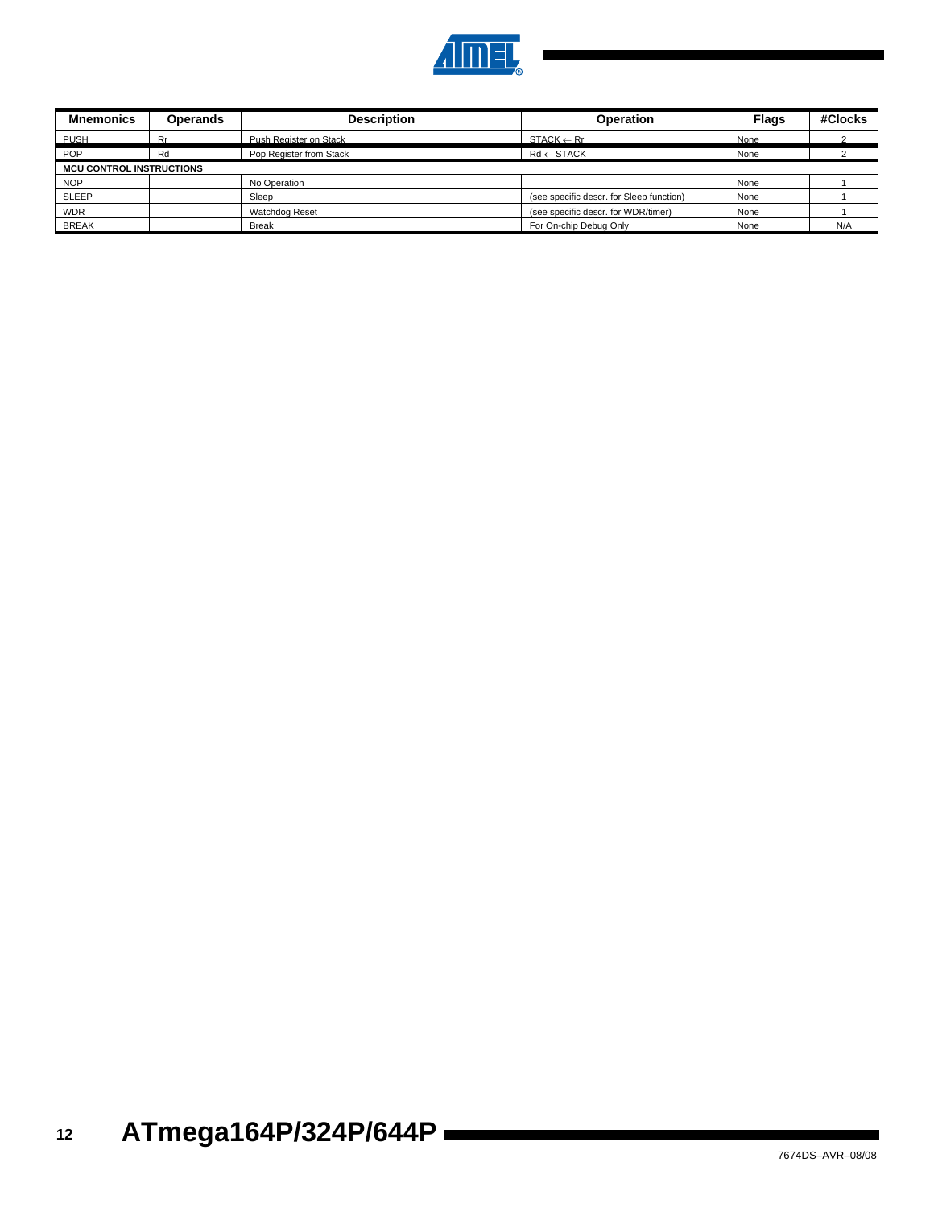| Mnemonics | Operands | Description | Operation | Flags | #Clocks |
|---|---|---|---|---|---|
| PUSH | Rr | Push Register on Stack | STACK ← Rr | None | 2 |
| POP | Rd | Pop Register from Stack | Rd ← STACK | None | 2 |
| **MCU CONTROL INSTRUCTIONS** | | | | | |
| NOP | | No Operation | | None | 1 |
| SLEEP | | Sleep | (see specific descr. for Sleep function) | None | 1 |
| WDR | | Watchdog Reset | (see specific descr. for WDR/timer) | None | 1 |
| BREAK | | Break | For On-chip Debug Only | None | N/A |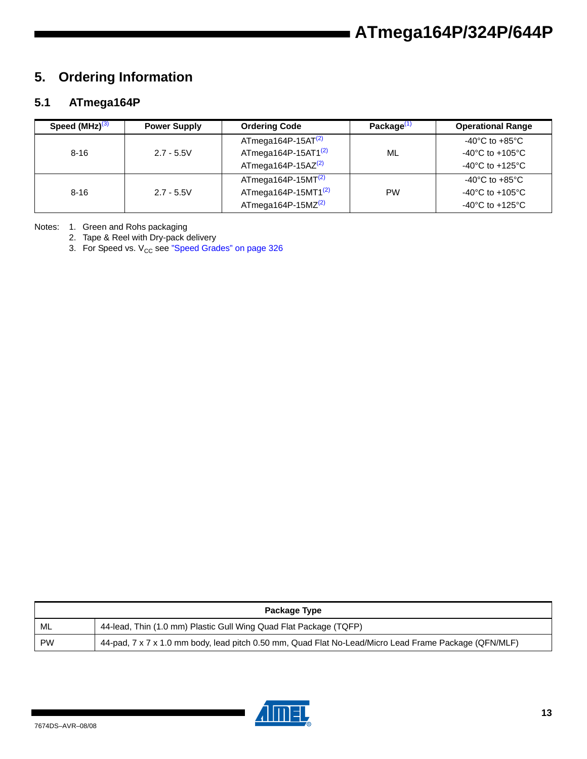# 5. Ordering Information

## 5.1 ATmega164P

| Speed (MHz)[3] | Power Supply | Ordering Code | Package[1] | Operational Range |
|---|---|---|---|---|
| 8-16 | 2.7 - 5.5V | ATmega164P-15AT[2]<br>ATmega164P-15AT1[2]<br>ATmega164P-15AZ[2] | ML | -40°C to +85°C<br>-40°C to +105°C<br>-40°C to +125°C |
| 8-16 | 2.7 - 5.5V | ATmega164P-15MT[2]<br>ATmega164P-15MT1[2]<br>ATmega164P-15MZ[2] | PW | -40°C to +85°C<br>-40°C to +105°C<br>-40°C to +125°C |

Notes:
1. Green and Rohs packaging
2. Tape & Reel with Dry-pack delivery
3. For Speed vs. $V_{CC}$ see "Speed Grades" on page 326

| Package Type | |
|---|---|
| ML | 44-lead, Thin (1.0 mm) Plastic Gull Wing Quad Flat Package (TQFP) |
| PW | 44-pad, 7 x 7 x 1.0 mm body, lead pitch 0.50 mm, Quad Flat No-Lead/Micro Lead Frame Package (QFN/MLF) |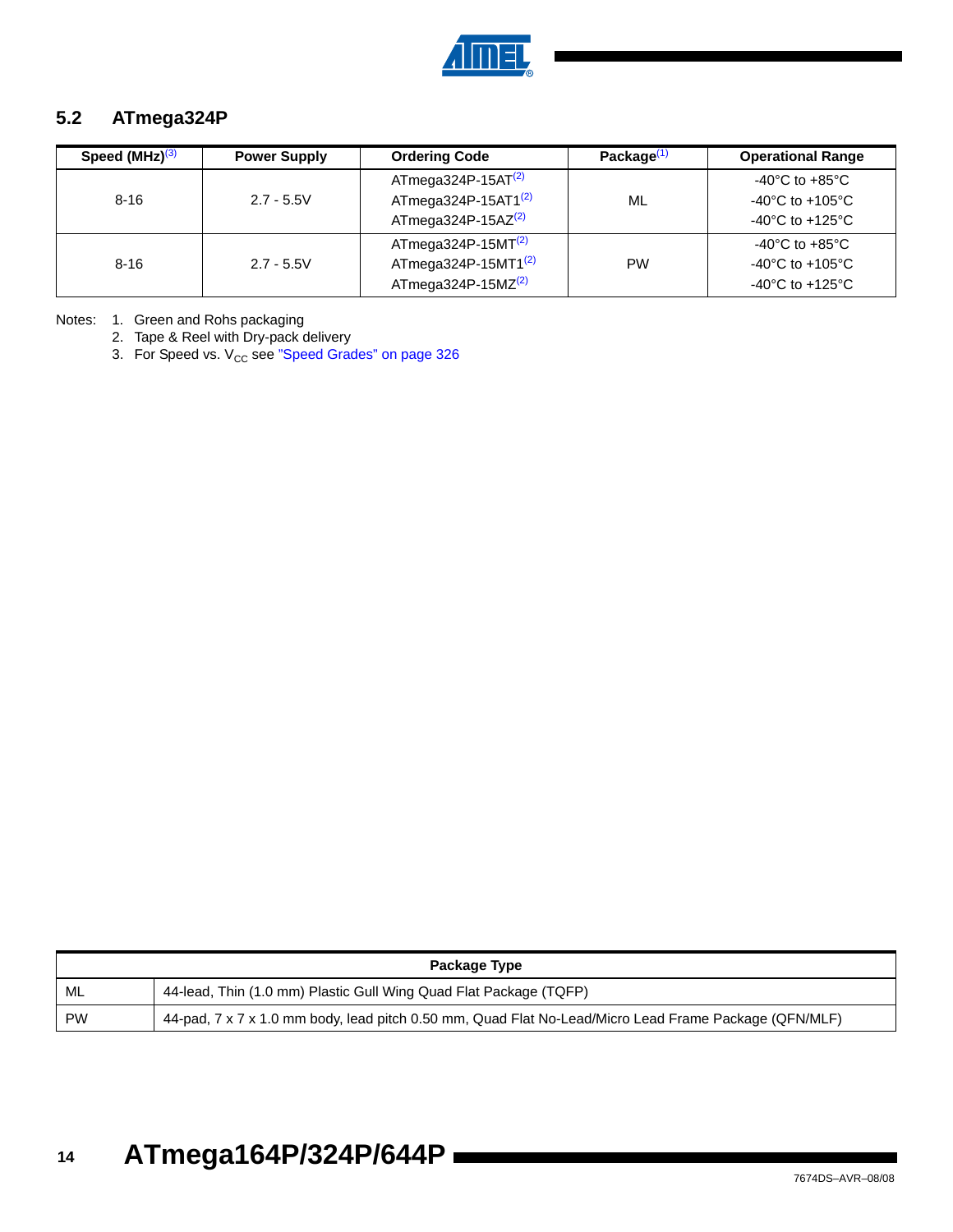## 5.2 ATmega324P

| Speed (MHz)[3] | Power Supply | Ordering Code | Package[1] | Operational Range |
|---|---|---|---|---|
| 8-16 | 2.7 - 5.5V | ATmega324P-15AT[2]<br>ATmega324P-15AT1[2]<br>ATmega324P-15AZ[2] | ML | -40°C to +85°C<br>-40°C to +105°C<br>-40°C to +125°C |
| 8-16 | 2.7 - 5.5V | ATmega324P-15MT[2]<br>ATmega324P-15MT1[2]<br>ATmega324P-15MZ[2] | PW | -40°C to +85°C<br>-40°C to +105°C<br>-40°C to +125°C |

Notes:
1. Green and Rohs packaging
2. Tape & Reel with Dry-pack delivery
3. For Speed vs. $V_{CC}$ see "Speed Grades" on page 326

| Package Type | |
|---|---|
| ML | 44-lead, Thin (1.0 mm) Plastic Gull Wing Quad Flat Package (TQFP) |
| PW | 44-pad, 7 x 7 x 1.0 mm body, lead pitch 0.50 mm, Quad Flat No-Lead/Micro Lead Frame Package (QFN/MLF) |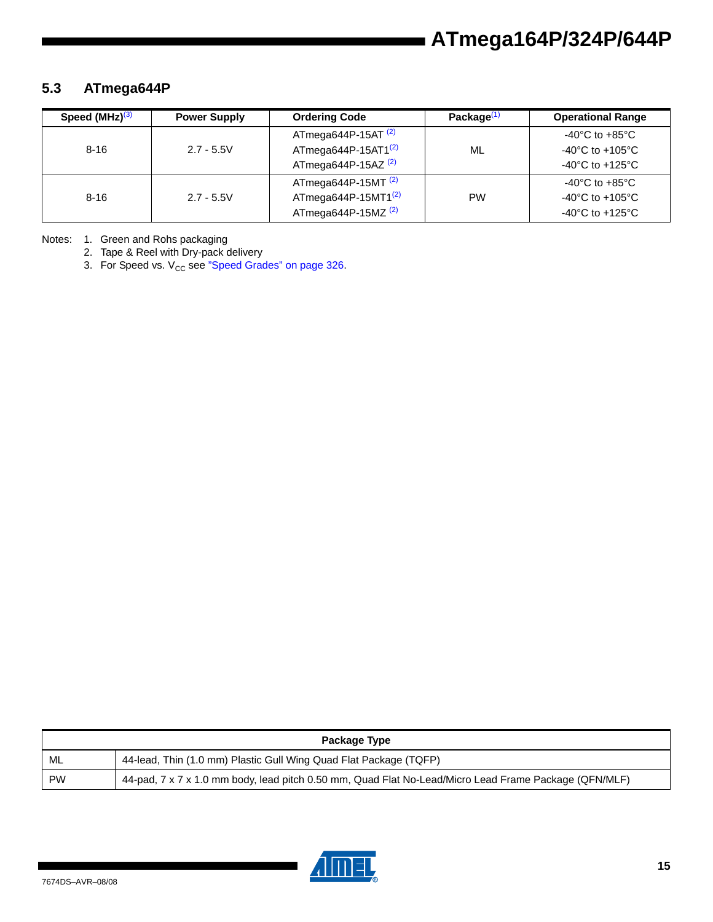## 5.3 ATmega644P

| Speed (MHz)[3] | Power Supply | Ordering Code | Package[1] | Operational Range |
|---|---|---|---|---|
| 8-16 | 2.7 - 5.5V | ATmega644P-15AT [2]<br>ATmega644P-15AT1[2]<br>ATmega644P-15AZ [2] | ML | -40°C to +85°C<br>-40°C to +105°C<br>-40°C to +125°C |
| 8-16 | 2.7 - 5.5V | ATmega644P-15MT [2]<br>ATmega644P-15MT1[2]<br>ATmega644P-15MZ [2] | PW | -40°C to +85°C<br>-40°C to +105°C<br>-40°C to +125°C |

Notes:
1. Green and Rohs packaging
2. Tape & Reel with Dry-pack delivery
3. For Speed vs. $V_{CC}$ see "Speed Grades" on page 326.

| Package Type | |
|---|---|
| ML | 44-lead, Thin (1.0 mm) Plastic Gull Wing Quad Flat Package (TQFP) |
| PW | 44-pad, 7 x 7 x 1.0 mm body, lead pitch 0.50 mm, Quad Flat No-Lead/Micro Lead Frame Package (QFN/MLF) |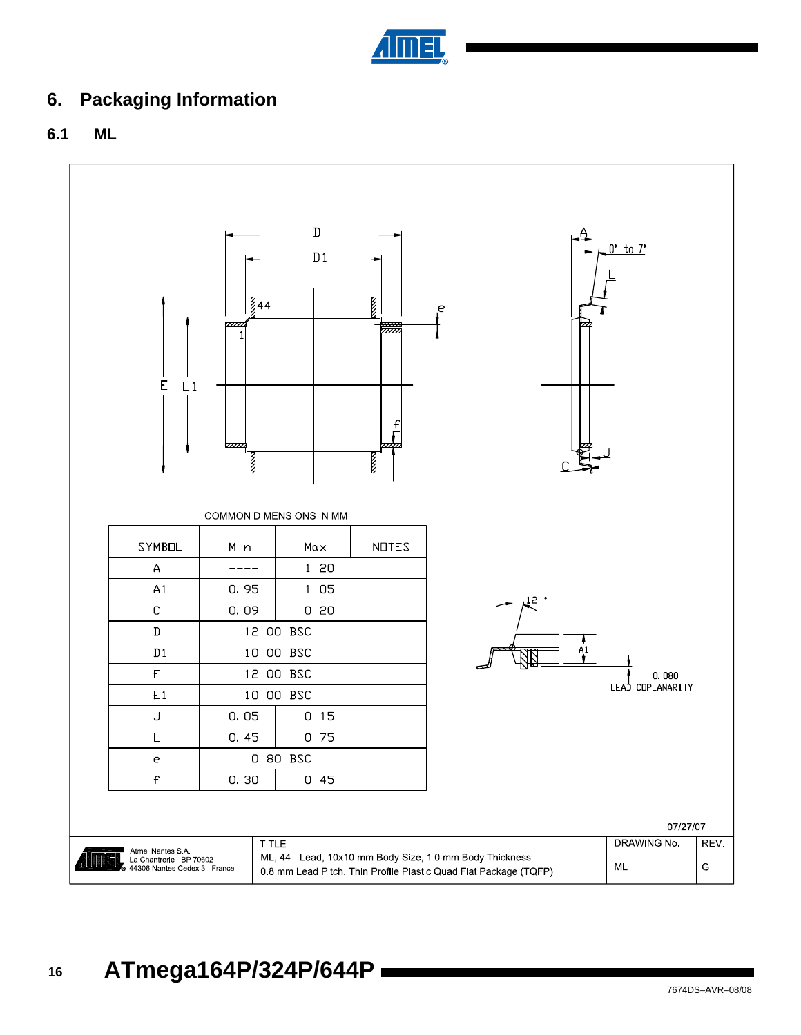## 6. Packaging Information

### 6.1 ML

COMMON DIMENSIONS IN MM

| SYMBOL | Min | Max | NOTES |
|---|---|---|---|
| A | ---- | 1.20 | |
| A1 | 0.95 | 1.05 | |
| C | 0.09 | 0.20 | |
| D | 12.00 BSC | | |
| D1 | 10.00 BSC | | |
| E | 12.00 BSC | | |
| E1 | 10.00 BSC | | |
| J | 0.05 | 0.15 | |
| L | 0.45 | 0.75 | |
| e | 0.80 BSC | | |
| f | 0.30 | 0.45 | |

0.080 LEAD COPLANARITY

07/27/07

| Atmel Nantes S.A. La Chantrerie - BP 70602 44306 Nantes Cedex 3 - France | TITLE ML, 44 - Lead, 10x10 mm Body Size, 1.0 mm Body Thickness 0.8 mm Lead Pitch, Thin Profile Plastic Quad Flat Package (TQFP) | DRAWING No. ML | REV. G |
|---|---|---|---|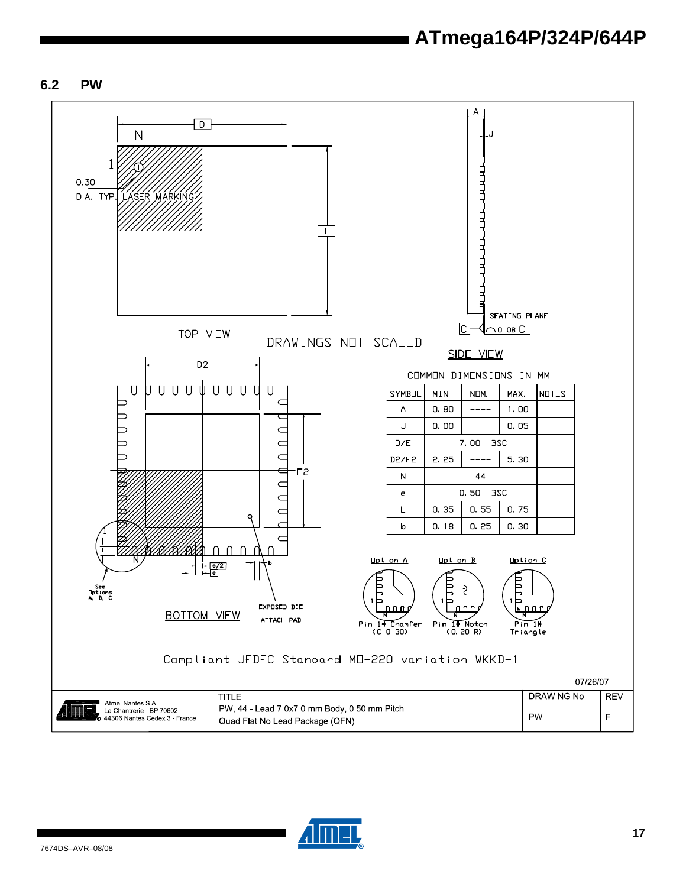## 6.2 PW

TOP VIEW

DRAWINGS NOT SCALED

SIDE VIEW

BOTTOM VIEW

0.30 DIA. TYP. LASER MARKING

SEATING PLANE

EXPOSED DIE ATTACH PAD

See Options A, B, C

COMMON DIMENSIONS IN MM

| SYMBOL | MIN. | NOM. | MAX. | NOTES |
|---|---|---|---|---|
| A | 0.80 | ---- | 1.00 | |
| J | 0.00 | ---- | 0.05 | |
| D/E | 7.00 BSC | | | |
| D2/E2 | 2.25 | ---- | 5.30 | |
| N | 44 | | | |
| e | 0.50 BSC | | | |
| L | 0.35 | 0.55 | 0.75 | |
| b | 0.18 | 0.25 | 0.30 | |

Option A: Pin 1# Chamfer (C 0.30)

Option B: Pin 1# Notch (0.20 R)

Option C: Pin 1# Triangle

Compliant JEDEC Standard MO-220 variation WKKD-1

07/26/07

| Atmel Nantes S.A. La Chantrerie - BP 70602 44306 Nantes Cedex 3 - France | TITLE PW, 44 - Lead 7.0x7.0 mm Body, 0.50 mm Pitch Quad Flat No Lead Package (QFN) | DRAWING No. PW | REV. F |
|---|---|---|---|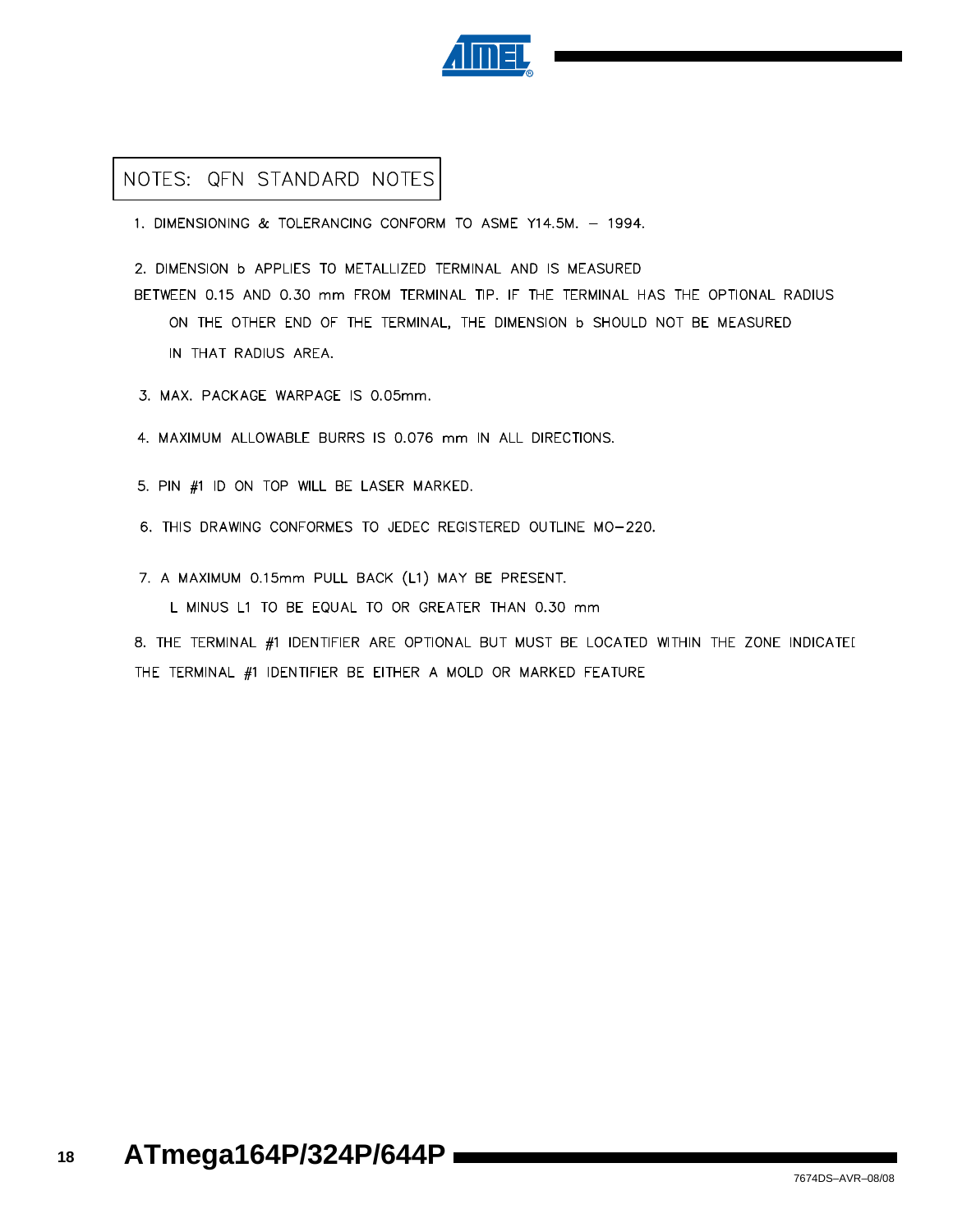NOTES: QFN STANDARD NOTES

1. DIMENSIONING & TOLERANCING CONFORM TO ASME Y14.5M. – 1994.

2. DIMENSION b APPLIES TO METALLIZED TERMINAL AND IS MEASURED BETWEEN 0.15 AND 0.30 mm FROM TERMINAL TIP. IF THE TERMINAL HAS THE OPTIONAL RADIUS ON THE OTHER END OF THE TERMINAL, THE DIMENSION b SHOULD NOT BE MEASURED IN THAT RADIUS AREA.

3. MAX. PACKAGE WARPAGE IS 0.05mm.

4. MAXIMUM ALLOWABLE BURRS IS 0.076 mm IN ALL DIRECTIONS.

5. PIN #1 ID ON TOP WILL BE LASER MARKED.

6. THIS DRAWING CONFORMES TO JEDEC REGISTERED OUTLINE MO–220.

7. A MAXIMUM 0.15mm PULL BACK (L1) MAY BE PRESENT.
   L MINUS L1 TO BE EQUAL TO OR GREATER THAN 0.30 mm

8. THE TERMINAL #1 IDENTIFIER ARE OPTIONAL BUT MUST BE LOCATED WITHIN THE ZONE INDICATED
THE TERMINAL #1 IDENTIFIER BE EITHER A MOLD OR MARKED FEATURE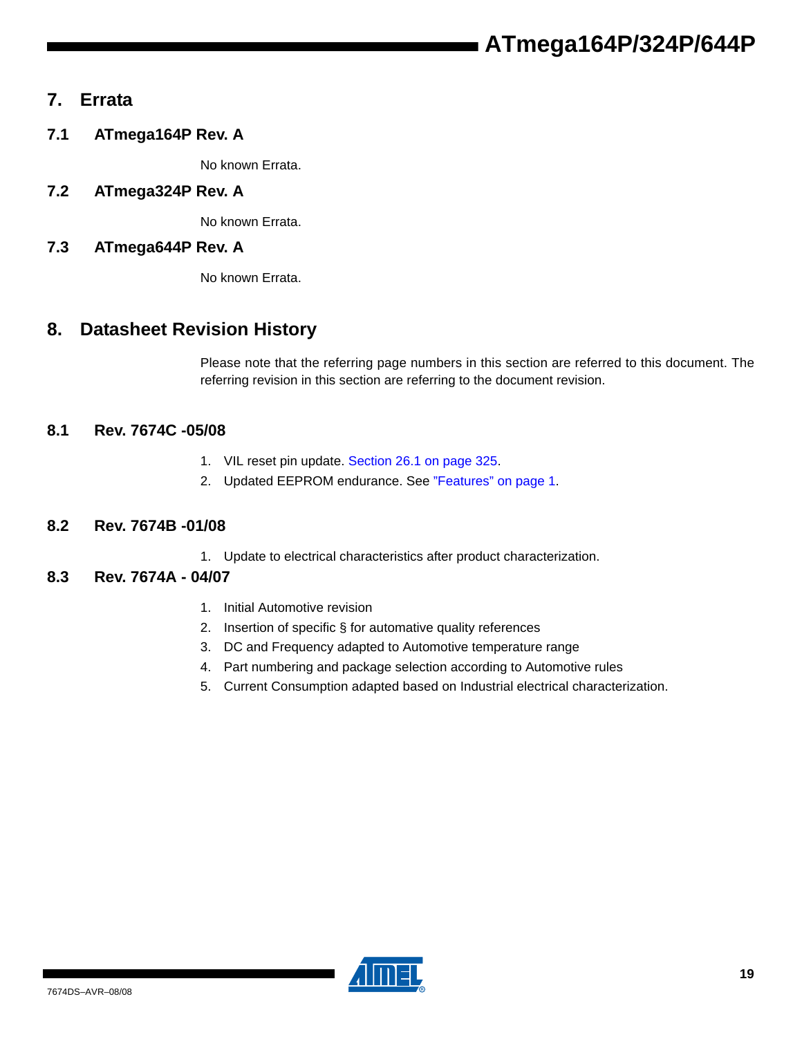# 7. Errata

## 7.1 ATmega164P Rev. A

No known Errata.

## 7.2 ATmega324P Rev. A

No known Errata.

## 7.3 ATmega644P Rev. A

No known Errata.

# 8. Datasheet Revision History

Please note that the referring page numbers in this section are referred to this document. The referring revision in this section are referring to the document revision.

## 8.1 Rev. 7674C -05/08

1. VIL reset pin update. Section 26.1 on page 325.
2. Updated EEPROM endurance. See "Features" on page 1.

## 8.2 Rev. 7674B -01/08

1. Update to electrical characteristics after product characterization.

## 8.3 Rev. 7674A - 04/07

1. Initial Automotive revision
2. Insertion of specific § for automative quality references
3. DC and Frequency adapted to Automotive temperature range
4. Part numbering and package selection according to Automotive rules
5. Current Consumption adapted based on Industrial electrical characterization.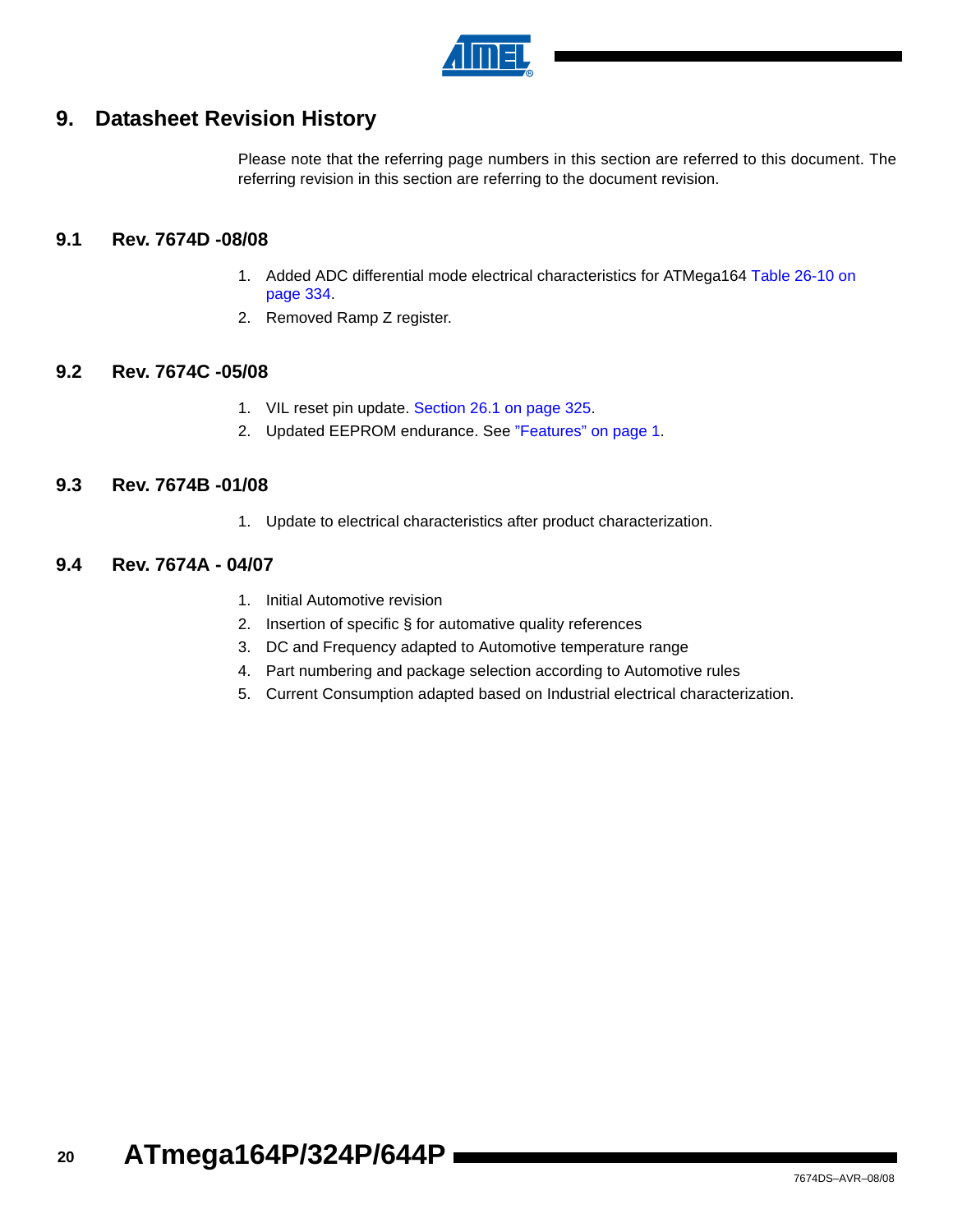# 9. Datasheet Revision History

Please note that the referring page numbers in this section are referred to this document. The referring revision in this section are referring to the document revision.

## 9.1 Rev. 7674D -08/08

1. Added ADC differential mode electrical characteristics for ATMega164 Table 26-10 on page 334.
2. Removed Ramp Z register.

## 9.2 Rev. 7674C -05/08

1. VIL reset pin update. Section 26.1 on page 325.
2. Updated EEPROM endurance. See "Features" on page 1.

## 9.3 Rev. 7674B -01/08

1. Update to electrical characteristics after product characterization.

## 9.4 Rev. 7674A - 04/07

1. Initial Automotive revision
2. Insertion of specific § for automative quality references
3. DC and Frequency adapted to Automotive temperature range
4. Part numbering and package selection according to Automotive rules
5. Current Consumption adapted based on Industrial electrical characterization.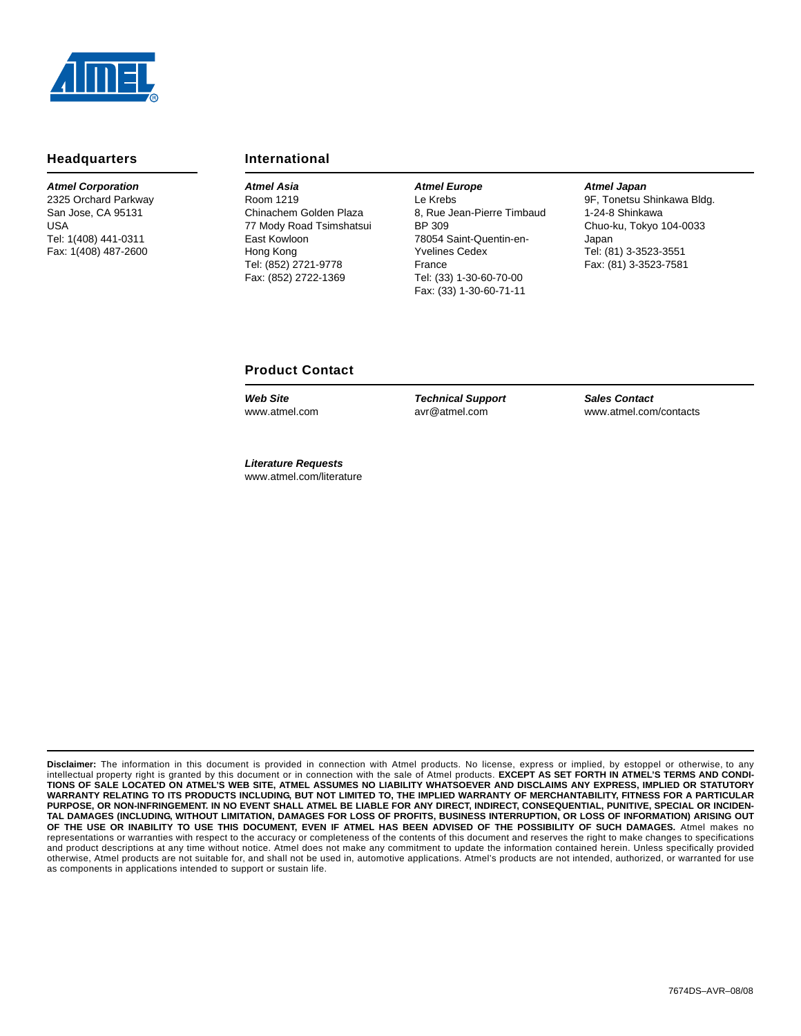## Headquarters

***Atmel Corporation***
2325 Orchard Parkway
San Jose, CA 95131
USA
Tel: 1(408) 441-0311
Fax: 1(408) 487-2600

## International

***Atmel Asia***
Room 1219
Chinachem Golden Plaza
77 Mody Road Tsimshatsui
East Kowloon
Hong Kong
Tel: (852) 2721-9778
Fax: (852) 2722-1369

***Atmel Europe***
Le Krebs
8, Rue Jean-Pierre Timbaud
BP 309
78054 Saint-Quentin-en-Yvelines Cedex
France
Tel: (33) 1-30-60-70-00
Fax: (33) 1-30-60-71-11

***Atmel Japan***
9F, Tonetsu Shinkawa Bldg.
1-24-8 Shinkawa
Chuo-ku, Tokyo 104-0033
Japan
Tel: (81) 3-3523-3551
Fax: (81) 3-3523-7581

## Product Contact

***Web Site***
www.atmel.com

***Technical Support***
avr@atmel.com

***Sales Contact***
www.atmel.com/contacts

***Literature Requests***
www.atmel.com/literature

**Disclaimer:** The information in this document is provided in connection with Atmel products. No license, express or implied, by estoppel or otherwise, to any intellectual property right is granted by this document or in connection with the sale of Atmel products. **EXCEPT AS SET FORTH IN ATMEL'S TERMS AND CONDITIONS OF SALE LOCATED ON ATMEL'S WEB SITE, ATMEL ASSUMES NO LIABILITY WHATSOEVER AND DISCLAIMS ANY EXPRESS, IMPLIED OR STATUTORY WARRANTY RELATING TO ITS PRODUCTS INCLUDING, BUT NOT LIMITED TO, THE IMPLIED WARRANTY OF MERCHANTABILITY, FITNESS FOR A PARTICULAR PURPOSE, OR NON-INFRINGEMENT. IN NO EVENT SHALL ATMEL BE LIABLE FOR ANY DIRECT, INDIRECT, CONSEQUENTIAL, PUNITIVE, SPECIAL OR INCIDENTAL DAMAGES (INCLUDING, WITHOUT LIMITATION, DAMAGES FOR LOSS OF PROFITS, BUSINESS INTERRUPTION, OR LOSS OF INFORMATION) ARISING OUT OF THE USE OR INABILITY TO USE THIS DOCUMENT, EVEN IF ATMEL HAS BEEN ADVISED OF THE POSSIBILITY OF SUCH DAMAGES.** Atmel makes no representations or warranties with respect to the accuracy or completeness of the contents of this document and reserves the right to make changes to specifications and product descriptions at any time without notice. Atmel does not make any commitment to update the information contained herein. Unless specifically provided otherwise, Atmel products are not suitable for, and shall not be used in, automotive applications. Atmel's products are not intended, authorized, or warranted for use as components in applications intended to support or sustain life.

7674DS–AVR–08/08